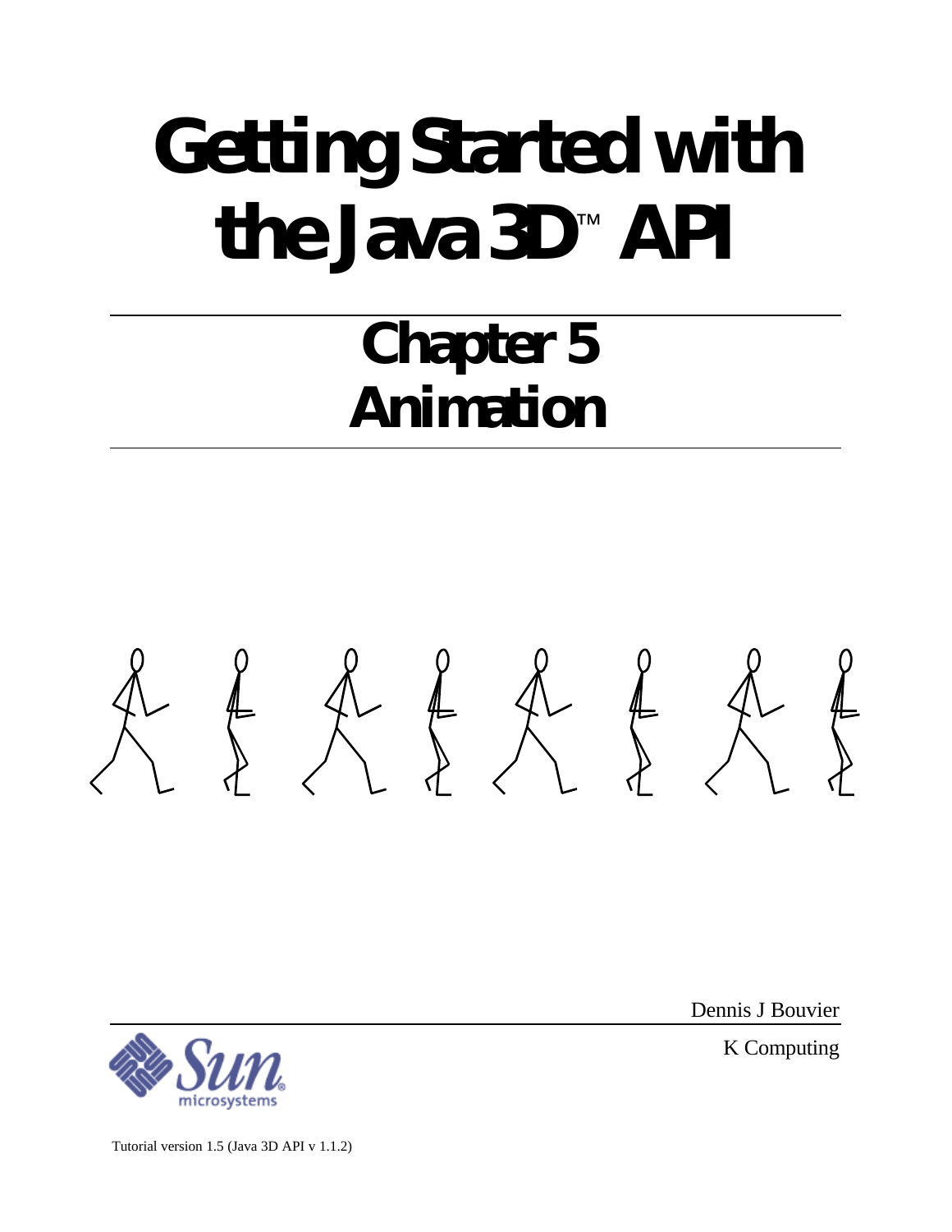# Getting Started with the Java 3D™ API

## Chapter 5
## Animation

Dennis J Bouvier

K Computing

Tutorial version 1.5 (Java 3D API v 1.1.2)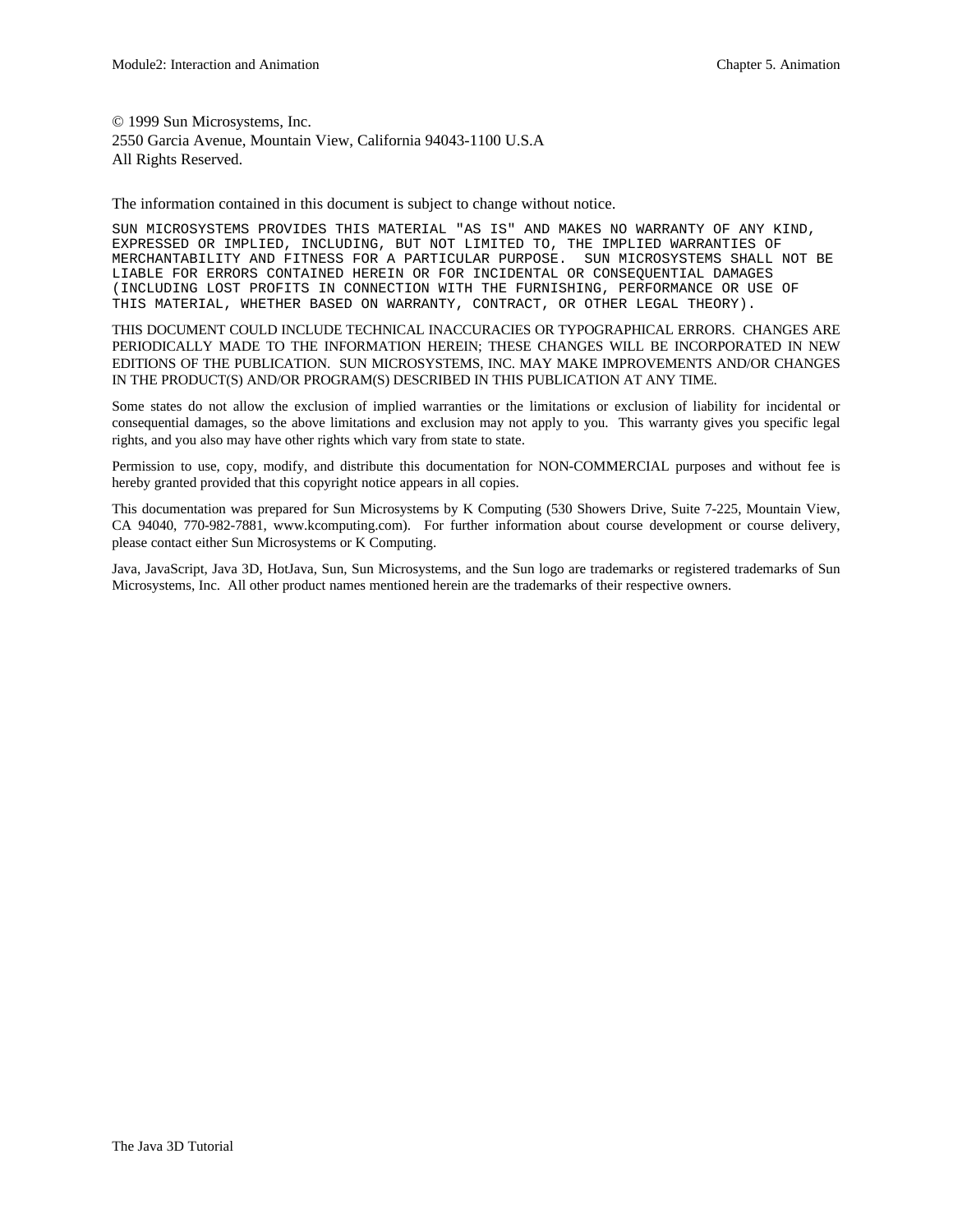© 1999 Sun Microsystems, Inc.
2550 Garcia Avenue, Mountain View, California 94043-1100 U.S.A
All Rights Reserved.

The information contained in this document is subject to change without notice.

SUN MICROSYSTEMS PROVIDES THIS MATERIAL "AS IS" AND MAKES NO WARRANTY OF ANY KIND, EXPRESSED OR IMPLIED, INCLUDING, BUT NOT LIMITED TO, THE IMPLIED WARRANTIES OF MERCHANTABILITY AND FITNESS FOR A PARTICULAR PURPOSE. SUN MICROSYSTEMS SHALL NOT BE LIABLE FOR ERRORS CONTAINED HEREIN OR FOR INCIDENTAL OR CONSEQUENTIAL DAMAGES (INCLUDING LOST PROFITS IN CONNECTION WITH THE FURNISHING, PERFORMANCE OR USE OF THIS MATERIAL, WHETHER BASED ON WARRANTY, CONTRACT, OR OTHER LEGAL THEORY).

THIS DOCUMENT COULD INCLUDE TECHNICAL INACCURACIES OR TYPOGRAPHICAL ERRORS. CHANGES ARE PERIODICALLY MADE TO THE INFORMATION HEREIN; THESE CHANGES WILL BE INCORPORATED IN NEW EDITIONS OF THE PUBLICATION. SUN MICROSYSTEMS, INC. MAY MAKE IMPROVEMENTS AND/OR CHANGES IN THE PRODUCT(S) AND/OR PROGRAM(S) DESCRIBED IN THIS PUBLICATION AT ANY TIME.

Some states do not allow the exclusion of implied warranties or the limitations or exclusion of liability for incidental or consequential damages, so the above limitations and exclusion may not apply to you. This warranty gives you specific legal rights, and you also may have other rights which vary from state to state.

Permission to use, copy, modify, and distribute this documentation for NON-COMMERCIAL purposes and without fee is hereby granted provided that this copyright notice appears in all copies.

This documentation was prepared for Sun Microsystems by K Computing (530 Showers Drive, Suite 7-225, Mountain View, CA 94040, 770-982-7881, www.kcomputing.com). For further information about course development or course delivery, please contact either Sun Microsystems or K Computing.

Java, JavaScript, Java 3D, HotJava, Sun, Sun Microsystems, and the Sun logo are trademarks or registered trademarks of Sun Microsystems, Inc. All other product names mentioned herein are the trademarks of their respective owners.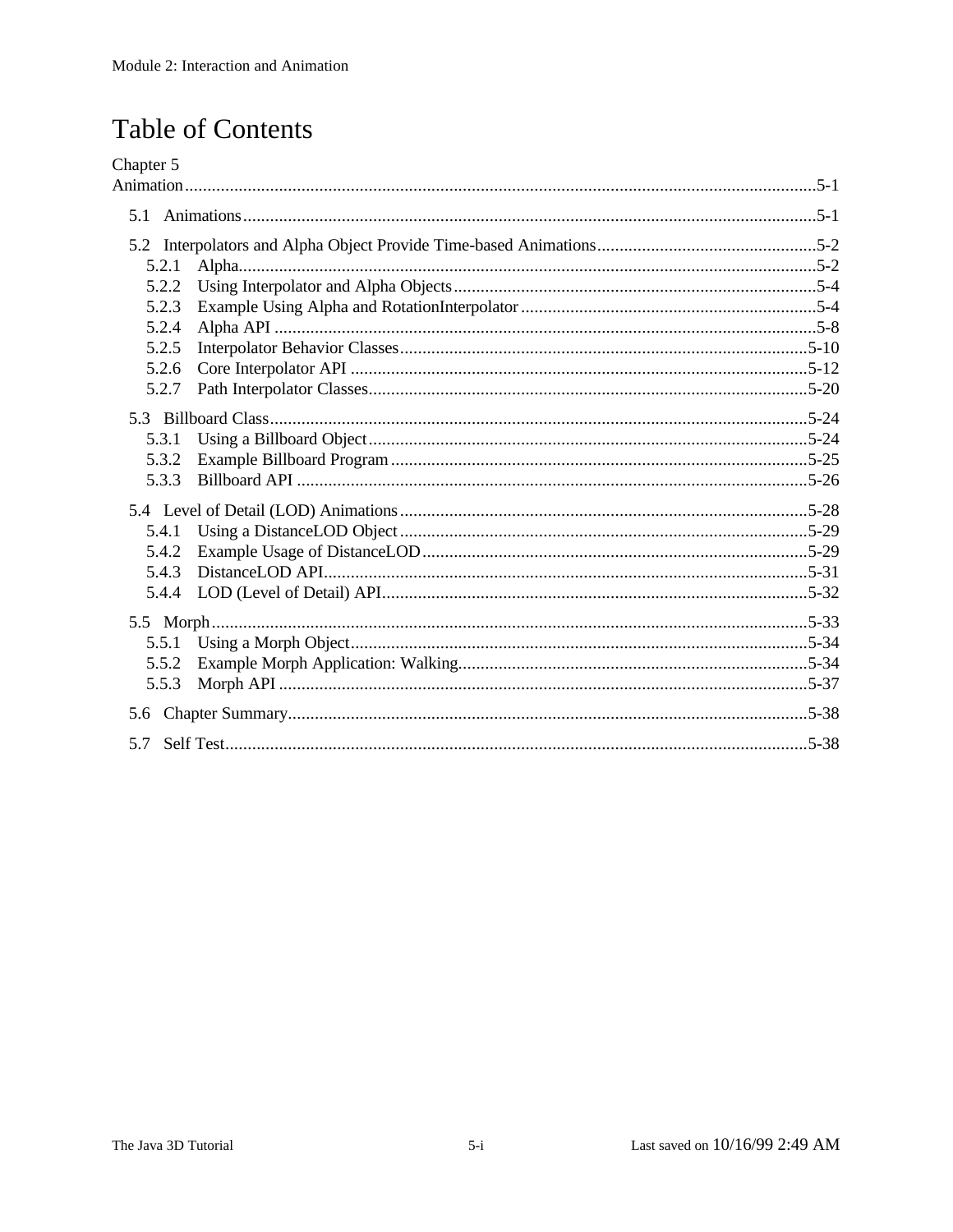# Table of Contents

Chapter 5
Animation ........................................................................................................................ 5-1

- 5.1 Animations ........................................................................................................... 5-1
- 5.2 Interpolators and Alpha Object Provide Time-based Animations ............................................. 5-2
  - 5.2.1 Alpha ................................................................................................................ 5-2
  - 5.2.2 Using Interpolator and Alpha Objects ............................................................... 5-4
  - 5.2.3 Example Using Alpha and RotationInterpolator ................................................. 5-4
  - 5.2.4 Alpha API ......................................................................................................... 5-8
  - 5.2.5 Interpolator Behavior Classes ........................................................................... 5-10
  - 5.2.6 Core Interpolator API ...................................................................................... 5-12
  - 5.2.7 Path Interpolator Classes .................................................................................. 5-20
- 5.3 Billboard Class ..................................................................................................... 5-24
  - 5.3.1 Using a Billboard Object .................................................................................. 5-24
  - 5.3.2 Example Billboard Program ............................................................................. 5-25
  - 5.3.3 Billboard API .................................................................................................. 5-26
- 5.4 Level of Detail (LOD) Animations ......................................................................... 5-28
  - 5.4.1 Using a DistanceLOD Object ........................................................................... 5-29
  - 5.4.2 Example Usage of DistanceLOD ...................................................................... 5-29
  - 5.4.3 DistanceLOD API ............................................................................................ 5-31
  - 5.4.4 LOD (Level of Detail) API ............................................................................... 5-32
- 5.5 Morph .................................................................................................................. 5-33
  - 5.5.1 Using a Morph Object ...................................................................................... 5-34
  - 5.5.2 Example Morph Application: Walking .............................................................. 5-34
  - 5.5.3 Morph API ...................................................................................................... 5-37
- 5.6 Chapter Summary ................................................................................................. 5-38
- 5.7 Self Test ............................................................................................................... 5-38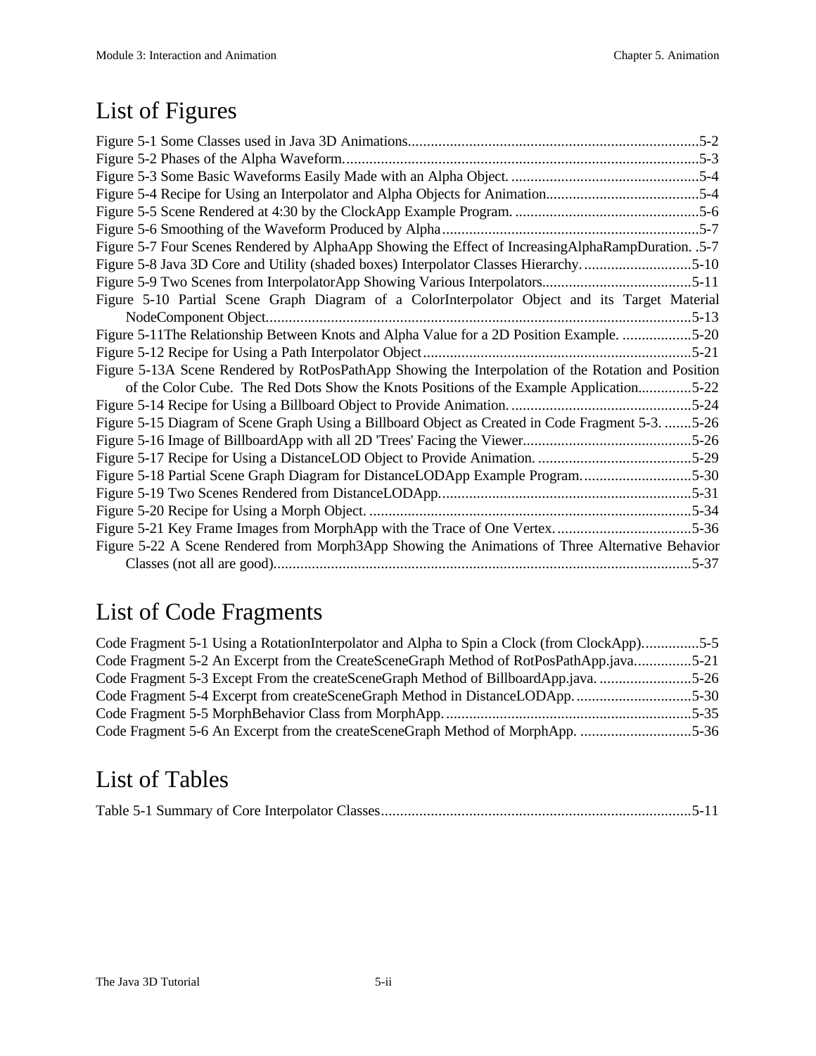# List of Figures

Figure 5-1 Some Classes used in Java 3D Animations............................................................................5-2
Figure 5-2 Phases of the Alpha Waveform............................................................................................5-3
Figure 5-3 Some Basic Waveforms Easily Made with an Alpha Object. .................................................5-4
Figure 5-4 Recipe for Using an Interpolator and Alpha Objects for Animation........................................5-4
Figure 5-5 Scene Rendered at 4:30 by the ClockApp Example Program. ................................................5-6
Figure 5-6 Smoothing of the Waveform Produced by Alpha...................................................................5-7
Figure 5-7 Four Scenes Rendered by AlphaApp Showing the Effect of IncreasingAlphaRampDuration. .5-7
Figure 5-8 Java 3D Core and Utility (shaded boxes) Interpolator Classes Hierarchy. ............................5-10
Figure 5-9 Two Scenes from InterpolatorApp Showing Various Interpolators.......................................5-11
Figure 5-10 Partial Scene Graph Diagram of a ColorInterpolator Object and its Target Material NodeComponent Object...............................................................................................................5-13
Figure 5-11The Relationship Between Knots and Alpha Value for a 2D Position Example. ..................5-20
Figure 5-12 Recipe for Using a Path Interpolator Object......................................................................5-21
Figure 5-13A Scene Rendered by RotPosPathApp Showing the Interpolation of the Rotation and Position of the Color Cube. The Red Dots Show the Knots Positions of the Example Application..............5-22
Figure 5-14 Recipe for Using a Billboard Object to Provide Animation. ...............................................5-24
Figure 5-15 Diagram of Scene Graph Using a Billboard Object as Created in Code Fragment 5-3. .......5-26
Figure 5-16 Image of BillboardApp with all 2D 'Trees' Facing the Viewer............................................5-26
Figure 5-17 Recipe for Using a DistanceLOD Object to Provide Animation. .........................................5-29
Figure 5-18 Partial Scene Graph Diagram for DistanceLODApp Example Program.............................5-30
Figure 5-19 Two Scenes Rendered from DistanceLODApp..................................................................5-31
Figure 5-20 Recipe for Using a Morph Object. ....................................................................................5-34
Figure 5-21 Key Frame Images from MorphApp with the Trace of One Vertex....................................5-36
Figure 5-22 A Scene Rendered from Morph3App Showing the Animations of Three Alternative Behavior Classes (not all are good).............................................................................................................5-37

# List of Code Fragments

Code Fragment 5-1 Using a RotationInterpolator and Alpha to Spin a Clock (from ClockApp)...............5-5
Code Fragment 5-2 An Excerpt from the CreateSceneGraph Method of RotPosPathApp.java...............5-21
Code Fragment 5-3 Except From the createSceneGraph Method of BillboardApp.java. ........................5-26
Code Fragment 5-4 Excerpt from createSceneGraph Method in DistanceLODApp. ..............................5-30
Code Fragment 5-5 MorphBehavior Class from MorphApp.................................................................5-35
Code Fragment 5-6 An Excerpt from the createSceneGraph Method of MorphApp. .............................5-36

# List of Tables

Table 5-1 Summary of Core Interpolator Classes.................................................................................5-11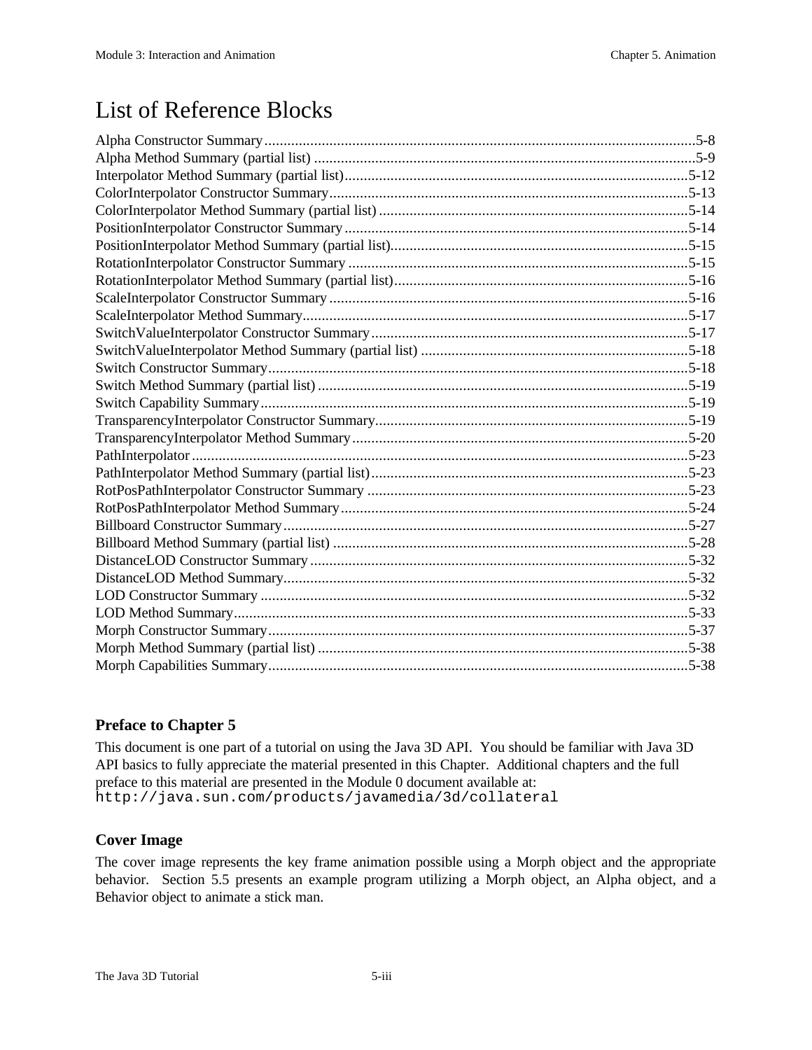# List of Reference Blocks

Alpha Constructor Summary ........ 5-8
Alpha Method Summary (partial list) ........ 5-9
Interpolator Method Summary (partial list) ........ 5-12
ColorInterpolator Constructor Summary ........ 5-13
ColorInterpolator Method Summary (partial list) ........ 5-14
PositionInterpolator Constructor Summary ........ 5-14
PositionInterpolator Method Summary (partial list) ........ 5-15
RotationInterpolator Constructor Summary ........ 5-15
RotationInterpolator Method Summary (partial list) ........ 5-16
ScaleInterpolator Constructor Summary ........ 5-16
ScaleInterpolator Method Summary ........ 5-17
SwitchValueInterpolator Constructor Summary ........ 5-17
SwitchValueInterpolator Method Summary (partial list) ........ 5-18
Switch Constructor Summary ........ 5-18
Switch Method Summary (partial list) ........ 5-19
Switch Capability Summary ........ 5-19
TransparencyInterpolator Constructor Summary ........ 5-19
TransparencyInterpolator Method Summary ........ 5-20
PathInterpolator ........ 5-23
PathInterpolator Method Summary (partial list) ........ 5-23
RotPosPathInterpolator Constructor Summary ........ 5-23
RotPosPathInterpolator Method Summary ........ 5-24
Billboard Constructor Summary ........ 5-27
Billboard Method Summary (partial list) ........ 5-28
DistanceLOD Constructor Summary ........ 5-32
DistanceLOD Method Summary ........ 5-32
LOD Constructor Summary ........ 5-32
LOD Method Summary ........ 5-33
Morph Constructor Summary ........ 5-37
Morph Method Summary (partial list) ........ 5-38
Morph Capabilities Summary ........ 5-38

### Preface to Chapter 5

This document is one part of a tutorial on using the Java 3D API. You should be familiar with Java 3D API basics to fully appreciate the material presented in this Chapter. Additional chapters and the full preface to this material are presented in the Module 0 document available at: `http://java.sun.com/products/javamedia/3d/collateral`

### Cover Image

The cover image represents the key frame animation possible using a Morph object and the appropriate behavior. Section 5.5 presents an example program utilizing a Morph object, an Alpha object, and a Behavior object to animate a stick man.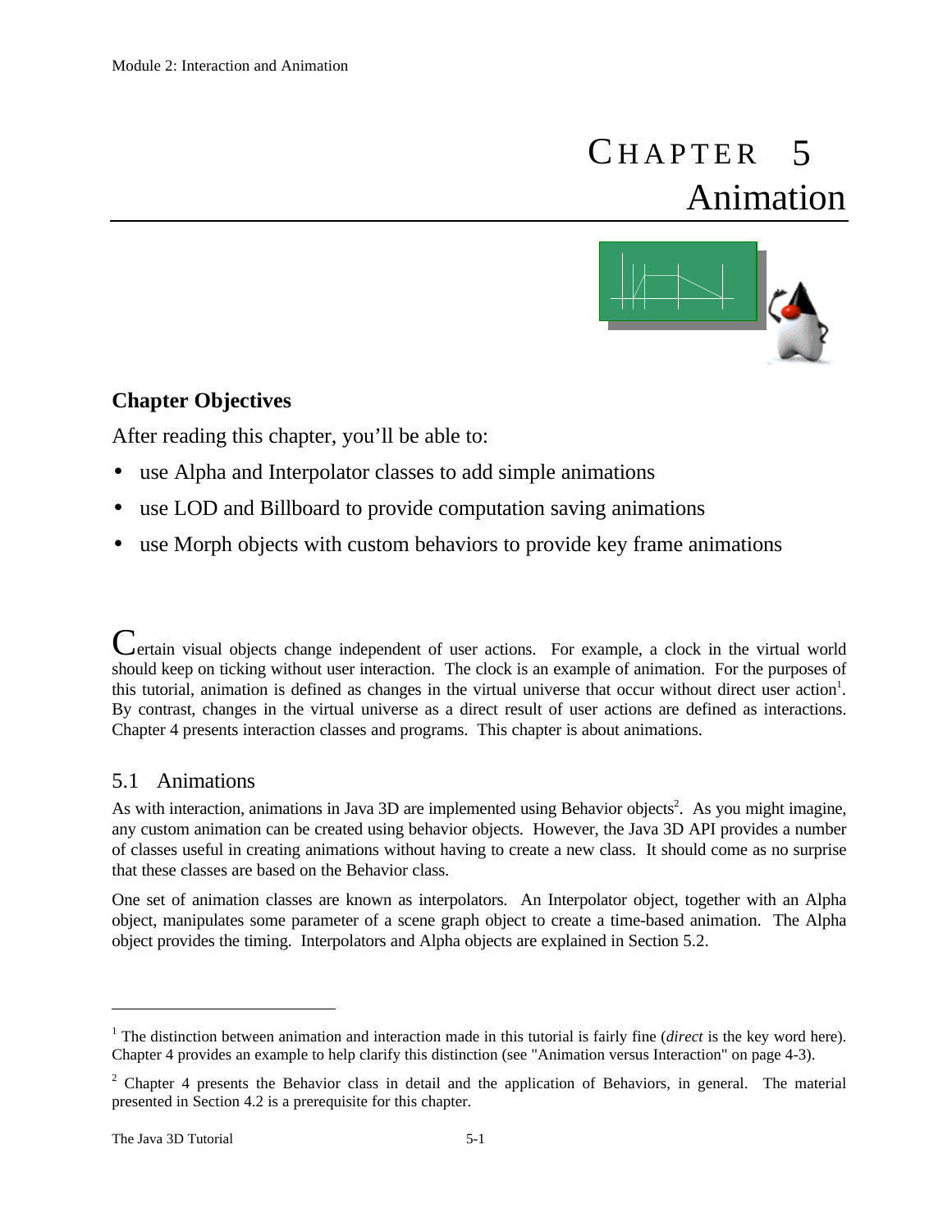# CHAPTER 5
# Animation

### Chapter Objectives

After reading this chapter, you'll be able to:

- use Alpha and Interpolator classes to add simple animations
- use LOD and Billboard to provide computation saving animations
- use Morph objects with custom behaviors to provide key frame animations

Certain visual objects change independent of user actions. For example, a clock in the virtual world should keep on ticking without user interaction. The clock is an example of animation. For the purposes of this tutorial, animation is defined as changes in the virtual universe that occur without direct user action[1]. By contrast, changes in the virtual universe as a direct result of user actions are defined as interactions. Chapter 4 presents interaction classes and programs. This chapter is about animations.

## 5.1 Animations

As with interaction, animations in Java 3D are implemented using Behavior objects[2]. As you might imagine, any custom animation can be created using behavior objects. However, the Java 3D API provides a number of classes useful in creating animations without having to create a new class. It should come as no surprise that these classes are based on the Behavior class.

One set of animation classes are known as interpolators. An Interpolator object, together with an Alpha object, manipulates some parameter of a scene graph object to create a time-based animation. The Alpha object provides the timing. Interpolators and Alpha objects are explained in Section 5.2.

---

[1] The distinction between animation and interaction made in this tutorial is fairly fine (*direct* is the key word here). Chapter 4 provides an example to help clarify this distinction (see "Animation versus Interaction" on page 4-3).

[2] Chapter 4 presents the Behavior class in detail and the application of Behaviors, in general. The material presented in Section 4.2 is a prerequisite for this chapter.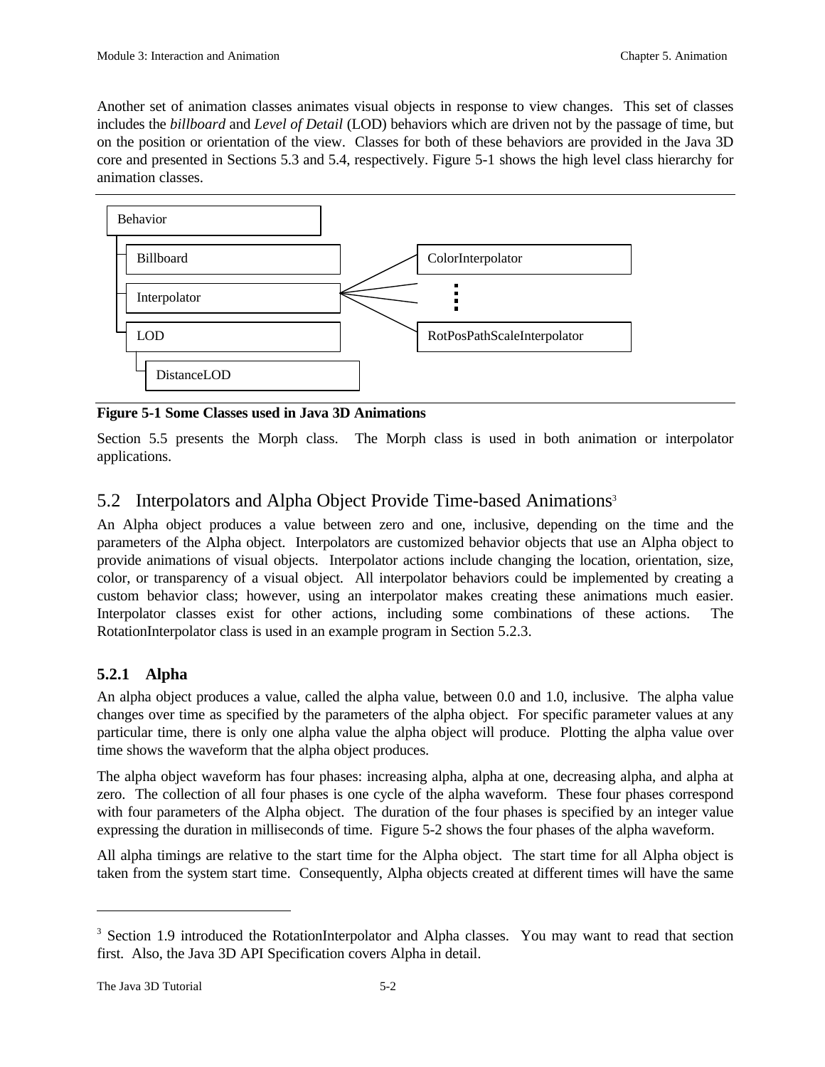Another set of animation classes animates visual objects in response to view changes. This set of classes includes the *billboard* and *Level of Detail* (LOD) behaviors which are driven not by the passage of time, but on the position or orientation of the view. Classes for both of these behaviors are provided in the Java 3D core and presented in Sections 5.3 and 5.4, respectively. Figure 5-1 shows the high level class hierarchy for animation classes.

**Figure 5-1 Some Classes used in Java 3D Animations**

Section 5.5 presents the Morph class. The Morph class is used in both animation or interpolator applications.

## 5.2 Interpolators and Alpha Object Provide Time-based Animations[3]

An Alpha object produces a value between zero and one, inclusive, depending on the time and the parameters of the Alpha object. Interpolators are customized behavior objects that use an Alpha object to provide animations of visual objects. Interpolator actions include changing the location, orientation, size, color, or transparency of a visual object. All interpolator behaviors could be implemented by creating a custom behavior class; however, using an interpolator makes creating these animations much easier. Interpolator classes exist for other actions, including some combinations of these actions. The RotationInterpolator class is used in an example program in Section 5.2.3.

### 5.2.1 Alpha

An alpha object produces a value, called the alpha value, between 0.0 and 1.0, inclusive. The alpha value changes over time as specified by the parameters of the alpha object. For specific parameter values at any particular time, there is only one alpha value the alpha object will produce. Plotting the alpha value over time shows the waveform that the alpha object produces.

The alpha object waveform has four phases: increasing alpha, alpha at one, decreasing alpha, and alpha at zero. The collection of all four phases is one cycle of the alpha waveform. These four phases correspond with four parameters of the Alpha object. The duration of the four phases is specified by an integer value expressing the duration in milliseconds of time. Figure 5-2 shows the four phases of the alpha waveform.

All alpha timings are relative to the start time for the Alpha object. The start time for all Alpha object is taken from the system start time. Consequently, Alpha objects created at different times will have the same

[3] Section 1.9 introduced the RotationInterpolator and Alpha classes. You may want to read that section first. Also, the Java 3D API Specification covers Alpha in detail.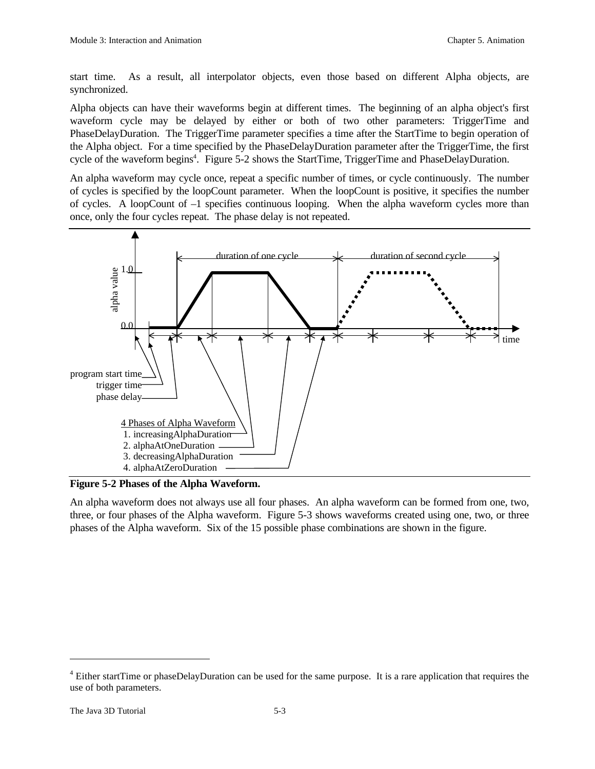start time. As a result, all interpolator objects, even those based on different Alpha objects, are synchronized.

Alpha objects can have their waveforms begin at different times. The beginning of an alpha object's first waveform cycle may be delayed by either or both of two other parameters: TriggerTime and PhaseDelayDuration. The TriggerTime parameter specifies a time after the StartTime to begin operation of the Alpha object. For a time specified by the PhaseDelayDuration parameter after the TriggerTime, the first cycle of the waveform begins[4]. Figure 5-2 shows the StartTime, TriggerTime and PhaseDelayDuration.

An alpha waveform may cycle once, repeat a specific number of times, or cycle continuously. The number of cycles is specified by the loopCount parameter. When the loopCount is positive, it specifies the number of cycles. A loopCount of –1 specifies continuous looping. When the alpha waveform cycles more than once, only the four cycles repeat. The phase delay is not repeated.

**Figure 5-2 Phases of the Alpha Waveform.**

An alpha waveform does not always use all four phases. An alpha waveform can be formed from one, two, three, or four phases of the Alpha waveform. Figure 5-3 shows waveforms created using one, two, or three phases of the Alpha waveform. Six of the 15 possible phase combinations are shown in the figure.

[4] Either startTime or phaseDelayDuration can be used for the same purpose. It is a rare application that requires the use of both parameters.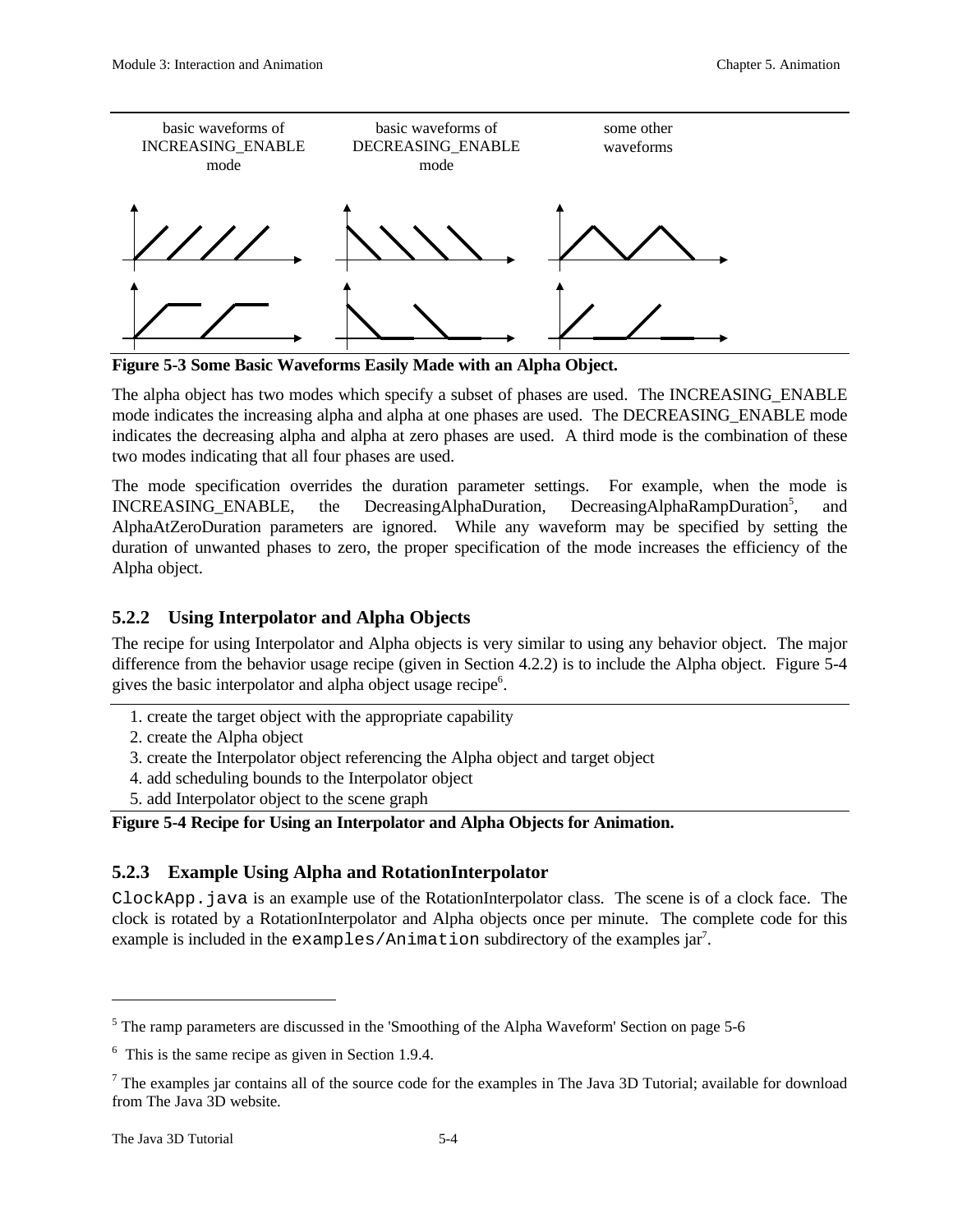basic waveforms of INCREASING_ENABLE mode

basic waveforms of DECREASING_ENABLE mode

some other waveforms

**Figure 5-3 Some Basic Waveforms Easily Made with an Alpha Object.**

The alpha object has two modes which specify a subset of phases are used. The INCREASING_ENABLE mode indicates the increasing alpha and alpha at one phases are used. The DECREASING_ENABLE mode indicates the decreasing alpha and alpha at zero phases are used. A third mode is the combination of these two modes indicating that all four phases are used.

The mode specification overrides the duration parameter settings. For example, when the mode is INCREASING_ENABLE, the DecreasingAlphaDuration, DecreasingAlphaRampDuration[5], and AlphaAtZeroDuration parameters are ignored. While any waveform may be specified by setting the duration of unwanted phases to zero, the proper specification of the mode increases the efficiency of the Alpha object.

### 5.2.2 Using Interpolator and Alpha Objects

The recipe for using Interpolator and Alpha objects is very similar to using any behavior object. The major difference from the behavior usage recipe (given in Section 4.2.2) is to include the Alpha object. Figure 5-4 gives the basic interpolator and alpha object usage recipe[6].

1. create the target object with the appropriate capability
2. create the Alpha object
3. create the Interpolator object referencing the Alpha object and target object
4. add scheduling bounds to the Interpolator object
5. add Interpolator object to the scene graph

**Figure 5-4 Recipe for Using an Interpolator and Alpha Objects for Animation.**

### 5.2.3 Example Using Alpha and RotationInterpolator

`ClockApp.java` is an example use of the RotationInterpolator class. The scene is of a clock face. The clock is rotated by a RotationInterpolator and Alpha objects once per minute. The complete code for this example is included in the `examples/Animation` subdirectory of the examples jar[7].

---

[5] The ramp parameters are discussed in the 'Smoothing of the Alpha Waveform' Section on page 5-6

[6] This is the same recipe as given in Section 1.9.4.

[7] The examples jar contains all of the source code for the examples in The Java 3D Tutorial; available for download from The Java 3D website.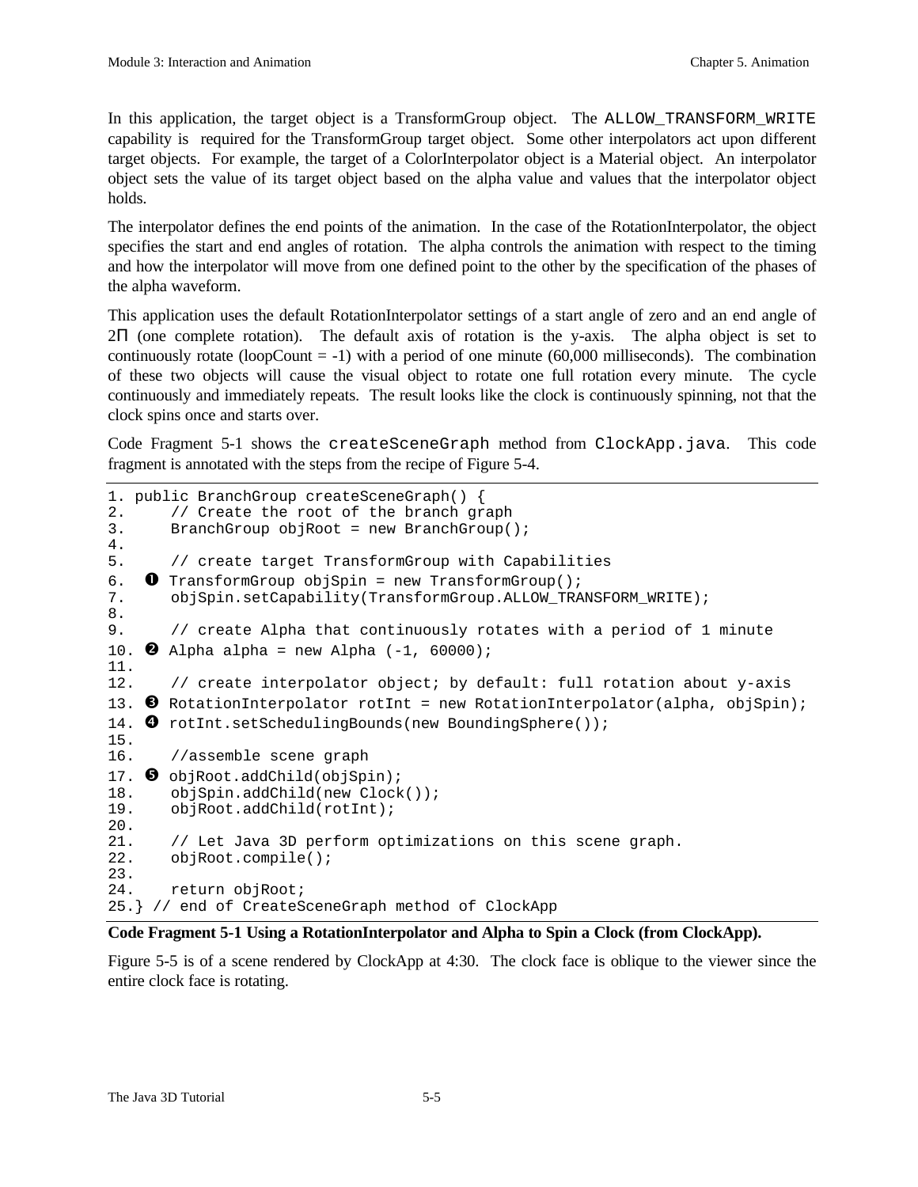In this application, the target object is a TransformGroup object. The `ALLOW_TRANSFORM_WRITE` capability is required for the TransformGroup target object. Some other interpolators act upon different target objects. For example, the target of a ColorInterpolator object is a Material object. An interpolator object sets the value of its target object based on the alpha value and values that the interpolator object holds.

The interpolator defines the end points of the animation. In the case of the RotationInterpolator, the object specifies the start and end angles of rotation. The alpha controls the animation with respect to the timing and how the interpolator will move from one defined point to the other by the specification of the phases of the alpha waveform.

This application uses the default RotationInterpolator settings of a start angle of zero and an end angle of $2\Pi$ (one complete rotation). The default axis of rotation is the y-axis. The alpha object is set to continuously rotate (loopCount = -1) with a period of one minute (60,000 milliseconds). The combination of these two objects will cause the visual object to rotate one full rotation every minute. The cycle continuously and immediately repeats. The result looks like the clock is continuously spinning, not that the clock spins once and starts over.

Code Fragment 5-1 shows the `createSceneGraph` method from `ClockApp.java`. This code fragment is annotated with the steps from the recipe of Figure 5-4.

```
1. public BranchGroup createSceneGraph() {
2.     // Create the root of the branch graph
3.     BranchGroup objRoot = new BranchGroup();
4.
5.     // create target TransformGroup with Capabilities
6.  ❶ TransformGroup objSpin = new TransformGroup();
7.     objSpin.setCapability(TransformGroup.ALLOW_TRANSFORM_WRITE);
8.
9.     // create Alpha that continuously rotates with a period of 1 minute
10. ❷ Alpha alpha = new Alpha (-1, 60000);
11.
12.    // create interpolator object; by default: full rotation about y-axis
13. ❸ RotationInterpolator rotInt = new RotationInterpolator(alpha, objSpin);
14. ❹ rotInt.setSchedulingBounds(new BoundingSphere());
15.
16.    //assemble scene graph
17. ❺ objRoot.addChild(objSpin);
18.    objSpin.addChild(new Clock());
19.    objRoot.addChild(rotInt);
20.
21.    // Let Java 3D perform optimizations on this scene graph.
22.    objRoot.compile();
23.
24.    return objRoot;
25.} // end of CreateSceneGraph method of ClockApp
```

**Code Fragment 5-1 Using a RotationInterpolator and Alpha to Spin a Clock (from ClockApp).**

Figure 5-5 is of a scene rendered by ClockApp at 4:30. The clock face is oblique to the viewer since the entire clock face is rotating.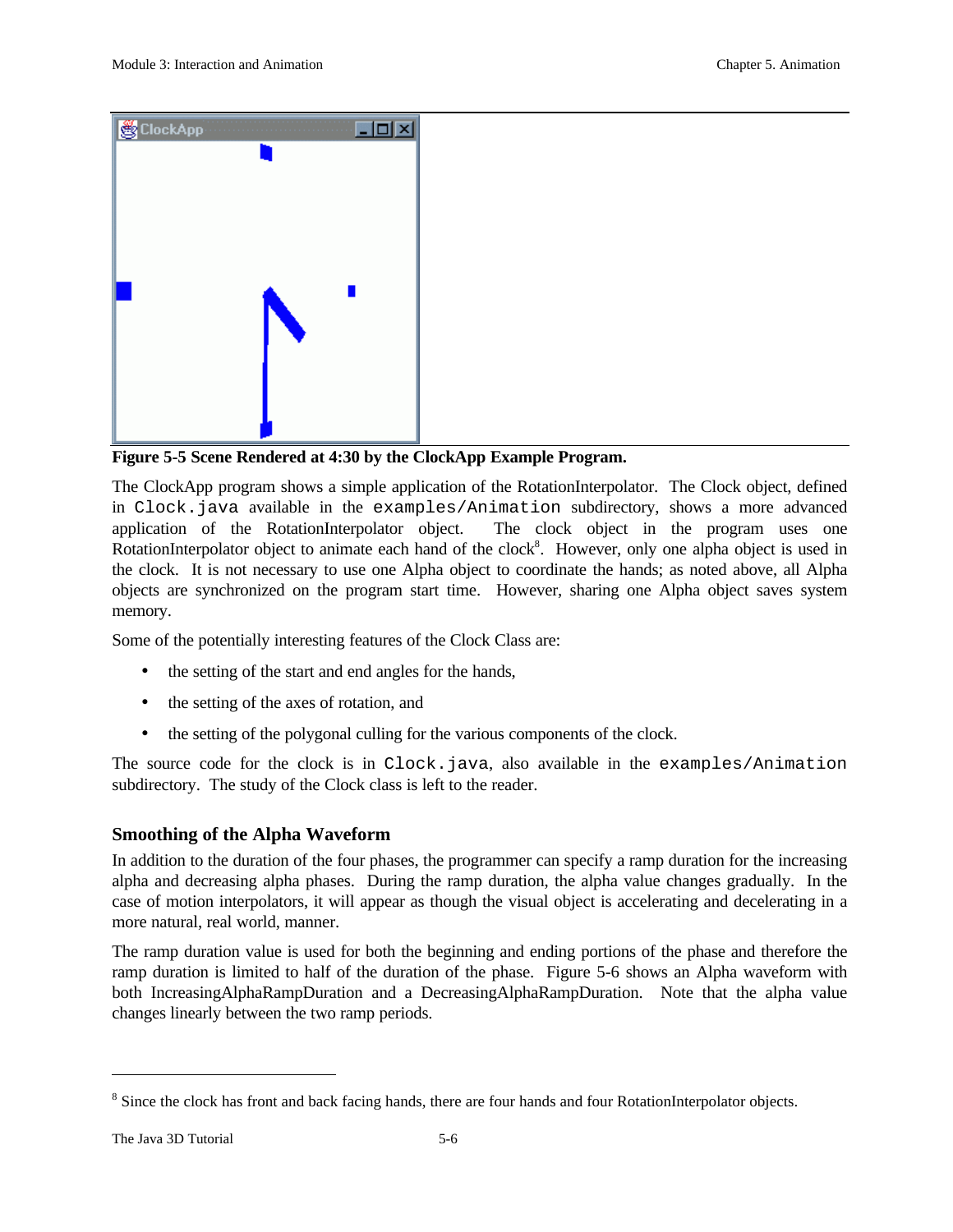**Figure 5-5 Scene Rendered at 4:30 by the ClockApp Example Program.**

The ClockApp program shows a simple application of the RotationInterpolator. The Clock object, defined in `Clock.java` available in the `examples/Animation` subdirectory, shows a more advanced application of the RotationInterpolator object. The clock object in the program uses one RotationInterpolator object to animate each hand of the clock[8]. However, only one alpha object is used in the clock. It is not necessary to use one Alpha object to coordinate the hands; as noted above, all Alpha objects are synchronized on the program start time. However, sharing one Alpha object saves system memory.

Some of the potentially interesting features of the Clock Class are:

- the setting of the start and end angles for the hands,
- the setting of the axes of rotation, and
- the setting of the polygonal culling for the various components of the clock.

The source code for the clock is in `Clock.java`, also available in the `examples/Animation` subdirectory. The study of the Clock class is left to the reader.

### Smoothing of the Alpha Waveform

In addition to the duration of the four phases, the programmer can specify a ramp duration for the increasing alpha and decreasing alpha phases. During the ramp duration, the alpha value changes gradually. In the case of motion interpolators, it will appear as though the visual object is accelerating and decelerating in a more natural, real world, manner.

The ramp duration value is used for both the beginning and ending portions of the phase and therefore the ramp duration is limited to half of the duration of the phase. Figure 5-6 shows an Alpha waveform with both IncreasingAlphaRampDuration and a DecreasingAlphaRampDuration. Note that the alpha value changes linearly between the two ramp periods.

[8] Since the clock has front and back facing hands, there are four hands and four RotationInterpolator objects.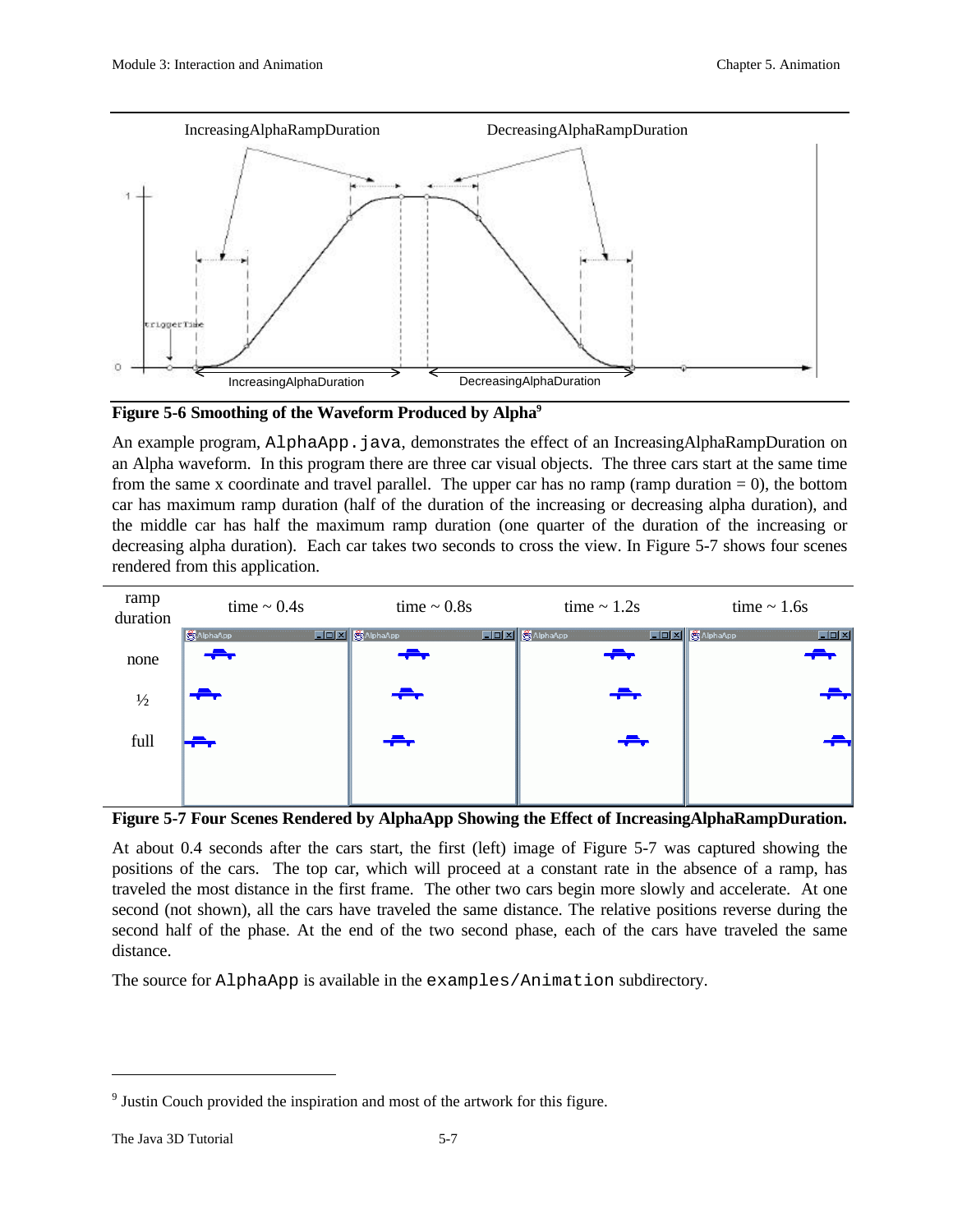**Figure 5-6 Smoothing of the Waveform Produced by Alpha**[9]

An example program, `AlphaApp.java`, demonstrates the effect of an IncreasingAlphaRampDuration on an Alpha waveform. In this program there are three car visual objects. The three cars start at the same time from the same x coordinate and travel parallel. The upper car has no ramp (ramp duration = 0), the bottom car has maximum ramp duration (half of the duration of the increasing or decreasing alpha duration), and the middle car has half the maximum ramp duration (one quarter of the duration of the increasing or decreasing alpha duration). Each car takes two seconds to cross the view. In Figure 5-7 shows four scenes rendered from this application.

**Figure 5-7 Four Scenes Rendered by AlphaApp Showing the Effect of IncreasingAlphaRampDuration.**

At about 0.4 seconds after the cars start, the first (left) image of Figure 5-7 was captured showing the positions of the cars. The top car, which will proceed at a constant rate in the absence of a ramp, has traveled the most distance in the first frame. The other two cars begin more slowly and accelerate. At one second (not shown), all the cars have traveled the same distance. The relative positions reverse during the second half of the phase. At the end of the two second phase, each of the cars have traveled the same distance.

The source for `AlphaApp` is available in the `examples/Animation` subdirectory.

[9] Justin Couch provided the inspiration and most of the artwork for this figure.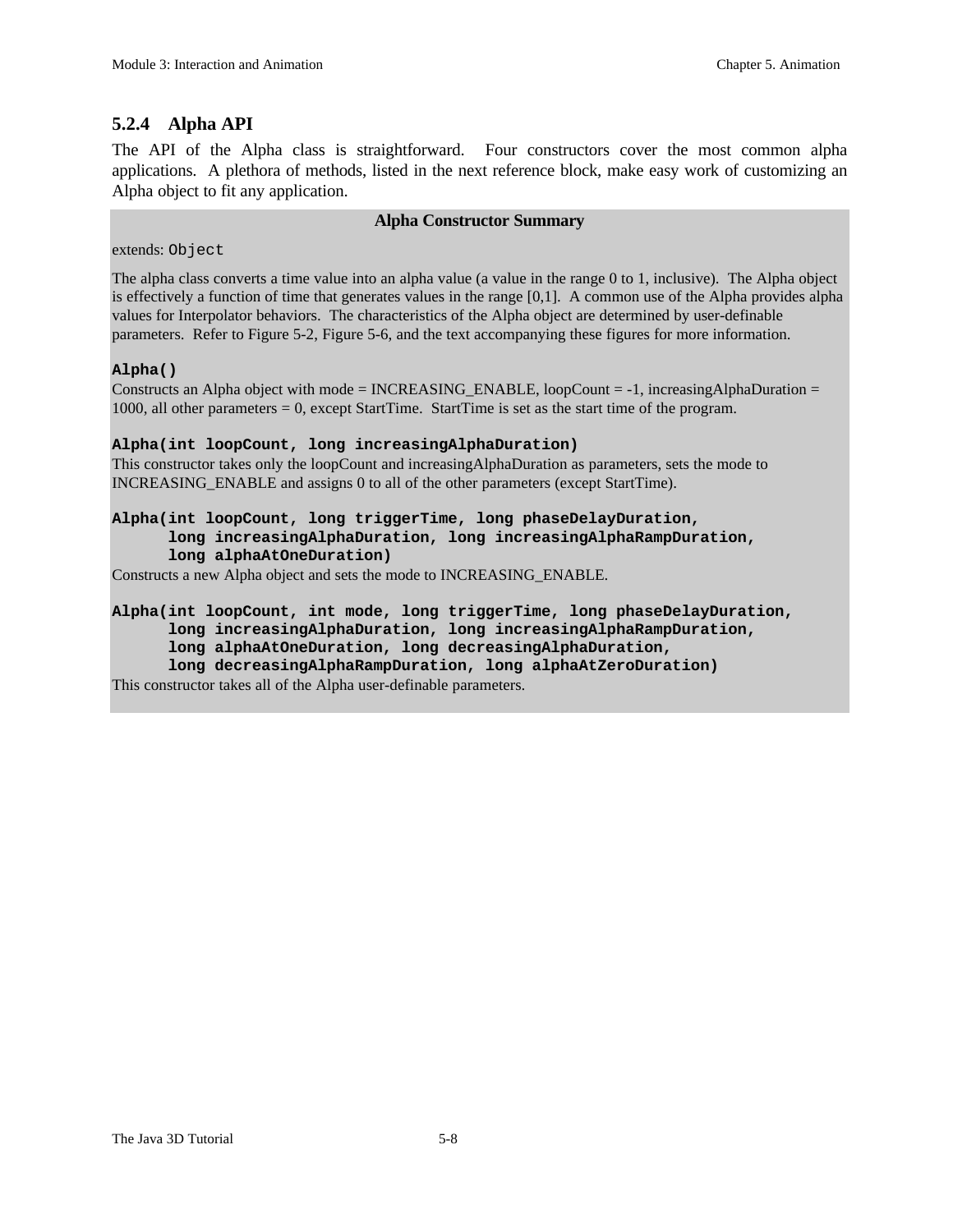### 5.2.4 Alpha API

The API of the Alpha class is straightforward. Four constructors cover the most common alpha applications. A plethora of methods, listed in the next reference block, make easy work of customizing an Alpha object to fit any application.

**Alpha Constructor Summary**

extends: `Object`

The alpha class converts a time value into an alpha value (a value in the range 0 to 1, inclusive). The Alpha object is effectively a function of time that generates values in the range [0,1]. A common use of the Alpha provides alpha values for Interpolator behaviors. The characteristics of the Alpha object are determined by user-definable parameters. Refer to Figure 5-2, Figure 5-6, and the text accompanying these figures for more information.

**`Alpha()`**

Constructs an Alpha object with mode = INCREASING_ENABLE, loopCount = -1, increasingAlphaDuration = 1000, all other parameters = 0, except StartTime. StartTime is set as the start time of the program.

**`Alpha(int loopCount, long increasingAlphaDuration)`**

This constructor takes only the loopCount and increasingAlphaDuration as parameters, sets the mode to INCREASING_ENABLE and assigns 0 to all of the other parameters (except StartTime).

```
Alpha(int loopCount, long triggerTime, long phaseDelayDuration,
      long increasingAlphaDuration, long increasingAlphaRampDuration,
      long alphaAtOneDuration)
```

Constructs a new Alpha object and sets the mode to INCREASING_ENABLE.

```
Alpha(int loopCount, int mode, long triggerTime, long phaseDelayDuration,
      long increasingAlphaDuration, long increasingAlphaRampDuration,
      long alphaAtOneDuration, long decreasingAlphaDuration,
      long decreasingAlphaRampDuration, long alphaAtZeroDuration)
```

This constructor takes all of the Alpha user-definable parameters.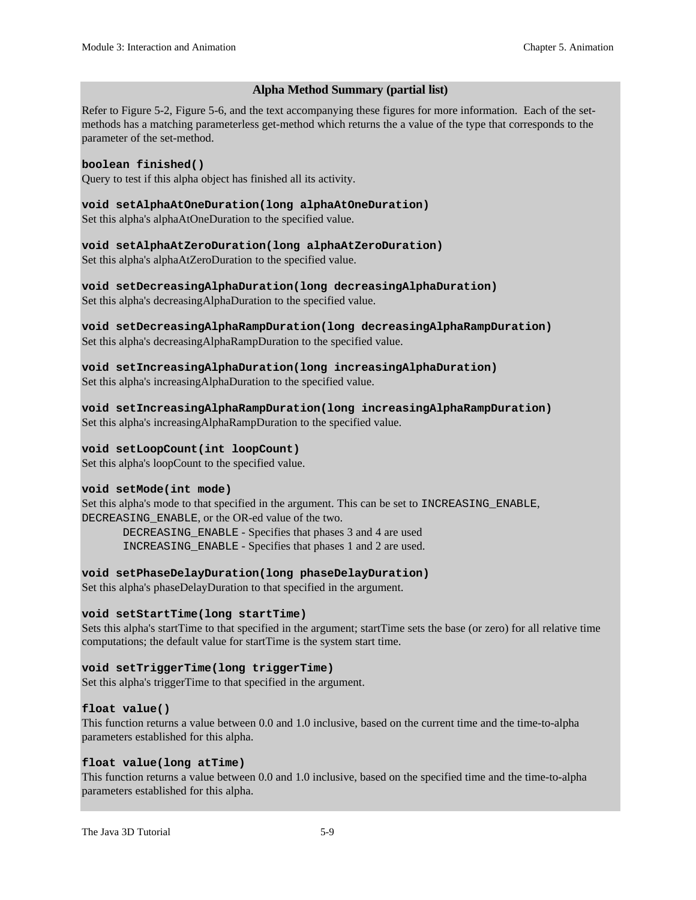### Alpha Method Summary (partial list)

Refer to Figure 5-2, Figure 5-6, and the text accompanying these figures for more information. Each of the set-methods has a matching parameterless get-method which returns the a value of the type that corresponds to the parameter of the set-method.

**`boolean finished()`**
Query to test if this alpha object has finished all its activity.

**`void setAlphaAtOneDuration(long alphaAtOneDuration)`**
Set this alpha's alphaAtOneDuration to the specified value.

**`void setAlphaAtZeroDuration(long alphaAtZeroDuration)`**
Set this alpha's alphaAtZeroDuration to the specified value.

**`void setDecreasingAlphaDuration(long decreasingAlphaDuration)`**
Set this alpha's decreasingAlphaDuration to the specified value.

**`void setDecreasingAlphaRampDuration(long decreasingAlphaRampDuration)`**
Set this alpha's decreasingAlphaRampDuration to the specified value.

**`void setIncreasingAlphaDuration(long increasingAlphaDuration)`**
Set this alpha's increasingAlphaDuration to the specified value.

**`void setIncreasingAlphaRampDuration(long increasingAlphaRampDuration)`**
Set this alpha's increasingAlphaRampDuration to the specified value.

**`void setLoopCount(int loopCount)`**
Set this alpha's loopCount to the specified value.

**`void setMode(int mode)`**
Set this alpha's mode to that specified in the argument. This can be set to `INCREASING_ENABLE`, `DECREASING_ENABLE`, or the OR-ed value of the two.

- `DECREASING_ENABLE` - Specifies that phases 3 and 4 are used
- `INCREASING_ENABLE` - Specifies that phases 1 and 2 are used.

**`void setPhaseDelayDuration(long phaseDelayDuration)`**
Set this alpha's phaseDelayDuration to that specified in the argument.

**`void setStartTime(long startTime)`**
Sets this alpha's startTime to that specified in the argument; startTime sets the base (or zero) for all relative time computations; the default value for startTime is the system start time.

**`void setTriggerTime(long triggerTime)`**
Set this alpha's triggerTime to that specified in the argument.

**`float value()`**
This function returns a value between 0.0 and 1.0 inclusive, based on the current time and the time-to-alpha parameters established for this alpha.

**`float value(long atTime)`**
This function returns a value between 0.0 and 1.0 inclusive, based on the specified time and the time-to-alpha parameters established for this alpha.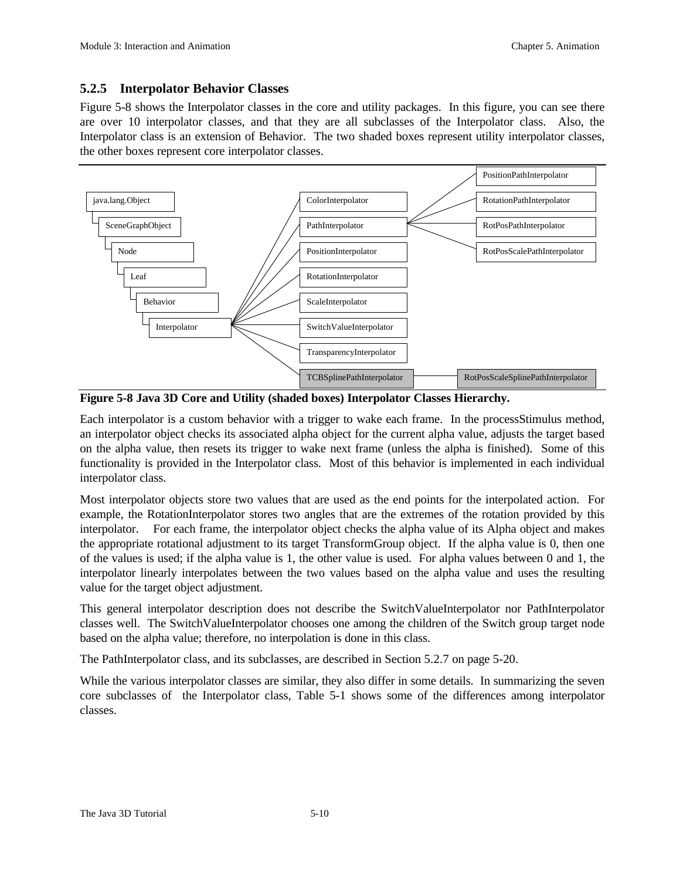### 5.2.5 Interpolator Behavior Classes

Figure 5-8 shows the Interpolator classes in the core and utility packages. In this figure, you can see there are over 10 interpolator classes, and that they are all subclasses of the Interpolator class. Also, the Interpolator class is an extension of Behavior. The two shaded boxes represent utility interpolator classes, the other boxes represent core interpolator classes.

java.lang.Object
SceneGraphObject
Node
Leaf
Behavior
Interpolator
ColorInterpolator
PathInterpolator
PositionInterpolator
RotationInterpolator
ScaleInterpolator
SwitchValueInterpolator
TransparencyInterpolator
TCBSplinePathInterpolator
PositionPathInterpolator
RotationPathInterpolator
RotPosPathInterpolator
RotPosScalePathInterpolator
RotPosScaleSplinePathInterpolator

**Figure 5-8 Java 3D Core and Utility (shaded boxes) Interpolator Classes Hierarchy.**

Each interpolator is a custom behavior with a trigger to wake each frame. In the processStimulus method, an interpolator object checks its associated alpha object for the current alpha value, adjusts the target based on the alpha value, then resets its trigger to wake next frame (unless the alpha is finished). Some of this functionality is provided in the Interpolator class. Most of this behavior is implemented in each individual interpolator class.

Most interpolator objects store two values that are used as the end points for the interpolated action. For example, the RotationInterpolator stores two angles that are the extremes of the rotation provided by this interpolator. For each frame, the interpolator object checks the alpha value of its Alpha object and makes the appropriate rotational adjustment to its target TransformGroup object. If the alpha value is 0, then one of the values is used; if the alpha value is 1, the other value is used. For alpha values between 0 and 1, the interpolator linearly interpolates between the two values based on the alpha value and uses the resulting value for the target object adjustment.

This general interpolator description does not describe the SwitchValueInterpolator nor PathInterpolator classes well. The SwitchValueInterpolator chooses one among the children of the Switch group target node based on the alpha value; therefore, no interpolation is done in this class.

The PathInterpolator class, and its subclasses, are described in Section 5.2.7 on page 5-20.

While the various interpolator classes are similar, they also differ in some details. In summarizing the seven core subclasses of the Interpolator class, Table 5-1 shows some of the differences among interpolator classes.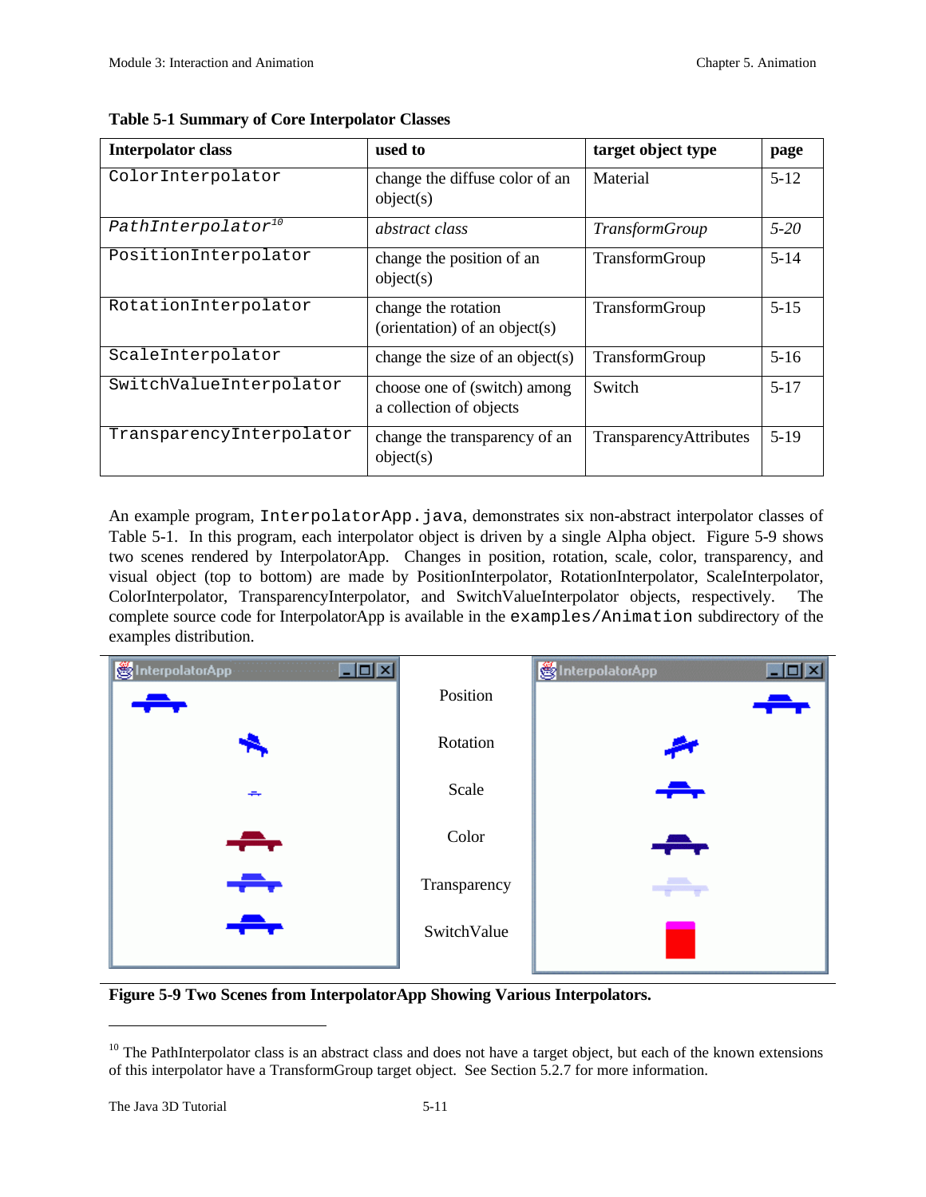**Table 5-1 Summary of Core Interpolator Classes**

| Interpolator class | used to | target object type | page |
|---|---|---|---|
| `ColorInterpolator` | change the diffuse color of an object(s) | Material | 5-12 |
| *`PathInterpolator`*[10] | *abstract class* | *TransformGroup* | *5-20* |
| `PositionInterpolator` | change the position of an object(s) | TransformGroup | 5-14 |
| `RotationInterpolator` | change the rotation (orientation) of an object(s) | TransformGroup | 5-15 |
| `ScaleInterpolator` | change the size of an object(s) | TransformGroup | 5-16 |
| `SwitchValueInterpolator` | choose one of (switch) among a collection of objects | Switch | 5-17 |
| `TransparencyInterpolator` | change the transparency of an object(s) | TransparencyAttributes | 5-19 |

An example program, `InterpolatorApp.java`, demonstrates six non-abstract interpolator classes of Table 5-1. In this program, each interpolator object is driven by a single Alpha object. Figure 5-9 shows two scenes rendered by InterpolatorApp. Changes in position, rotation, scale, color, transparency, and visual object (top to bottom) are made by PositionInterpolator, RotationInterpolator, ScaleInterpolator, ColorInterpolator, TransparencyInterpolator, and SwitchValueInterpolator objects, respectively. The complete source code for InterpolatorApp is available in the `examples/Animation` subdirectory of the examples distribution.

**Figure 5-9 Two Scenes from InterpolatorApp Showing Various Interpolators.**

---

[10] The PathInterpolator class is an abstract class and does not have a target object, but each of the known extensions of this interpolator have a TransformGroup target object. See Section 5.2.7 for more information.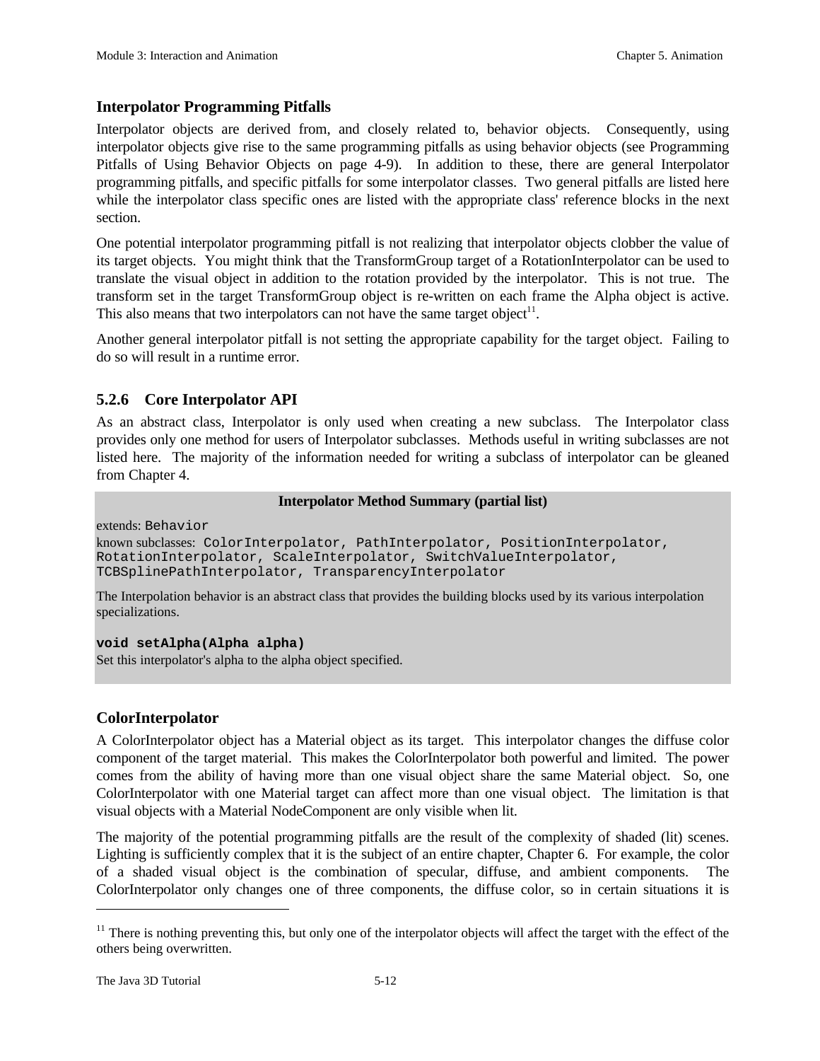### Interpolator Programming Pitfalls

Interpolator objects are derived from, and closely related to, behavior objects. Consequently, using interpolator objects give rise to the same programming pitfalls as using behavior objects (see Programming Pitfalls of Using Behavior Objects on page 4-9). In addition to these, there are general Interpolator programming pitfalls, and specific pitfalls for some interpolator classes. Two general pitfalls are listed here while the interpolator class specific ones are listed with the appropriate class' reference blocks in the next section.

One potential interpolator programming pitfall is not realizing that interpolator objects clobber the value of its target objects. You might think that the TransformGroup target of a RotationInterpolator can be used to translate the visual object in addition to the rotation provided by the interpolator. This is not true. The transform set in the target TransformGroup object is re-written on each frame the Alpha object is active. This also means that two interpolators can not have the same target object[11].

Another general interpolator pitfall is not setting the appropriate capability for the target object. Failing to do so will result in a runtime error.

## 5.2.6 Core Interpolator API

As an abstract class, Interpolator is only used when creating a new subclass. The Interpolator class provides only one method for users of Interpolator subclasses. Methods useful in writing subclasses are not listed here. The majority of the information needed for writing a subclass of interpolator can be gleaned from Chapter 4.

**Interpolator Method Summary (partial list)**

extends: `Behavior`

known subclasses: `ColorInterpolator, PathInterpolator, PositionInterpolator, RotationInterpolator, ScaleInterpolator, SwitchValueInterpolator, TCBSplinePathInterpolator, TransparencyInterpolator`

The Interpolation behavior is an abstract class that provides the building blocks used by its various interpolation specializations.

**`void setAlpha(Alpha alpha)`**
Set this interpolator's alpha to the alpha object specified.

### ColorInterpolator

A ColorInterpolator object has a Material object as its target. This interpolator changes the diffuse color component of the target material. This makes the ColorInterpolator both powerful and limited. The power comes from the ability of having more than one visual object share the same Material object. So, one ColorInterpolator with one Material target can affect more than one visual object. The limitation is that visual objects with a Material NodeComponent are only visible when lit.

The majority of the potential programming pitfalls are the result of the complexity of shaded (lit) scenes. Lighting is sufficiently complex that it is the subject of an entire chapter, Chapter 6. For example, the color of a shaded visual object is the combination of specular, diffuse, and ambient components. The ColorInterpolator only changes one of three components, the diffuse color, so in certain situations it is

---

[11] There is nothing preventing this, but only one of the interpolator objects will affect the target with the effect of the others being overwritten.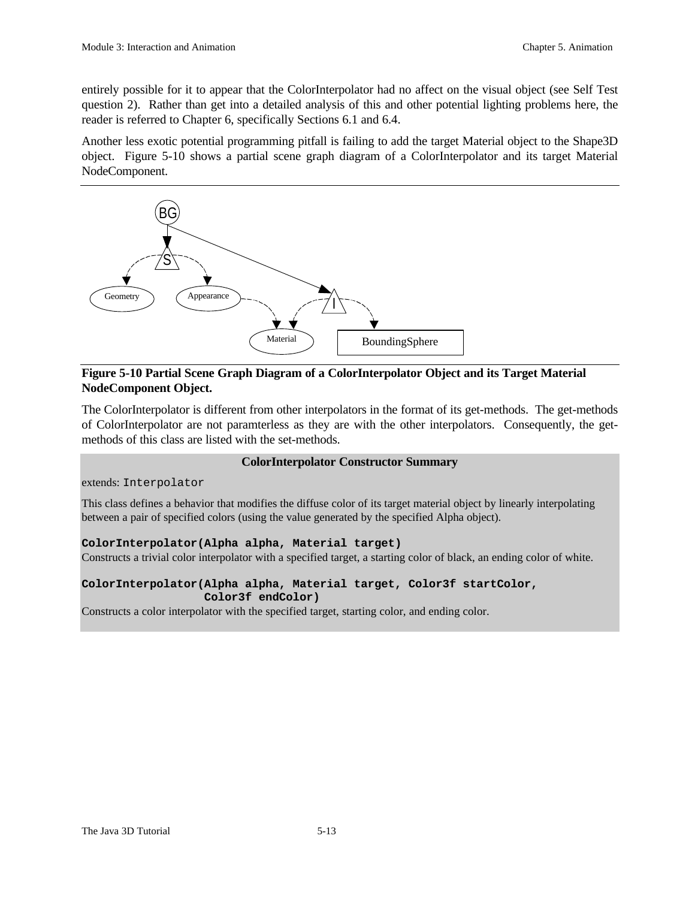entirely possible for it to appear that the ColorInterpolator had no affect on the visual object (see Self Test question 2). Rather than get into a detailed analysis of this and other potential lighting problems here, the reader is referred to Chapter 6, specifically Sections 6.1 and 6.4.

Another less exotic potential programming pitfall is failing to add the target Material object to the Shape3D object. Figure 5-10 shows a partial scene graph diagram of a ColorInterpolator and its target Material NodeComponent.

**Figure 5-10 Partial Scene Graph Diagram of a ColorInterpolator Object and its Target Material NodeComponent Object.**

The ColorInterpolator is different from other interpolators in the format of its get-methods. The get-methods of ColorInterpolator are not paramterless as they are with the other interpolators. Consequently, the get-methods of this class are listed with the set-methods.

**ColorInterpolator Constructor Summary**

extends: `Interpolator`

This class defines a behavior that modifies the diffuse color of its target material object by linearly interpolating between a pair of specified colors (using the value generated by the specified Alpha object).

**`ColorInterpolator(Alpha alpha, Material target)`**
Constructs a trivial color interpolator with a specified target, a starting color of black, an ending color of white.

**`ColorInterpolator(Alpha alpha, Material target, Color3f startColor, Color3f endColor)`**
Constructs a color interpolator with the specified target, starting color, and ending color.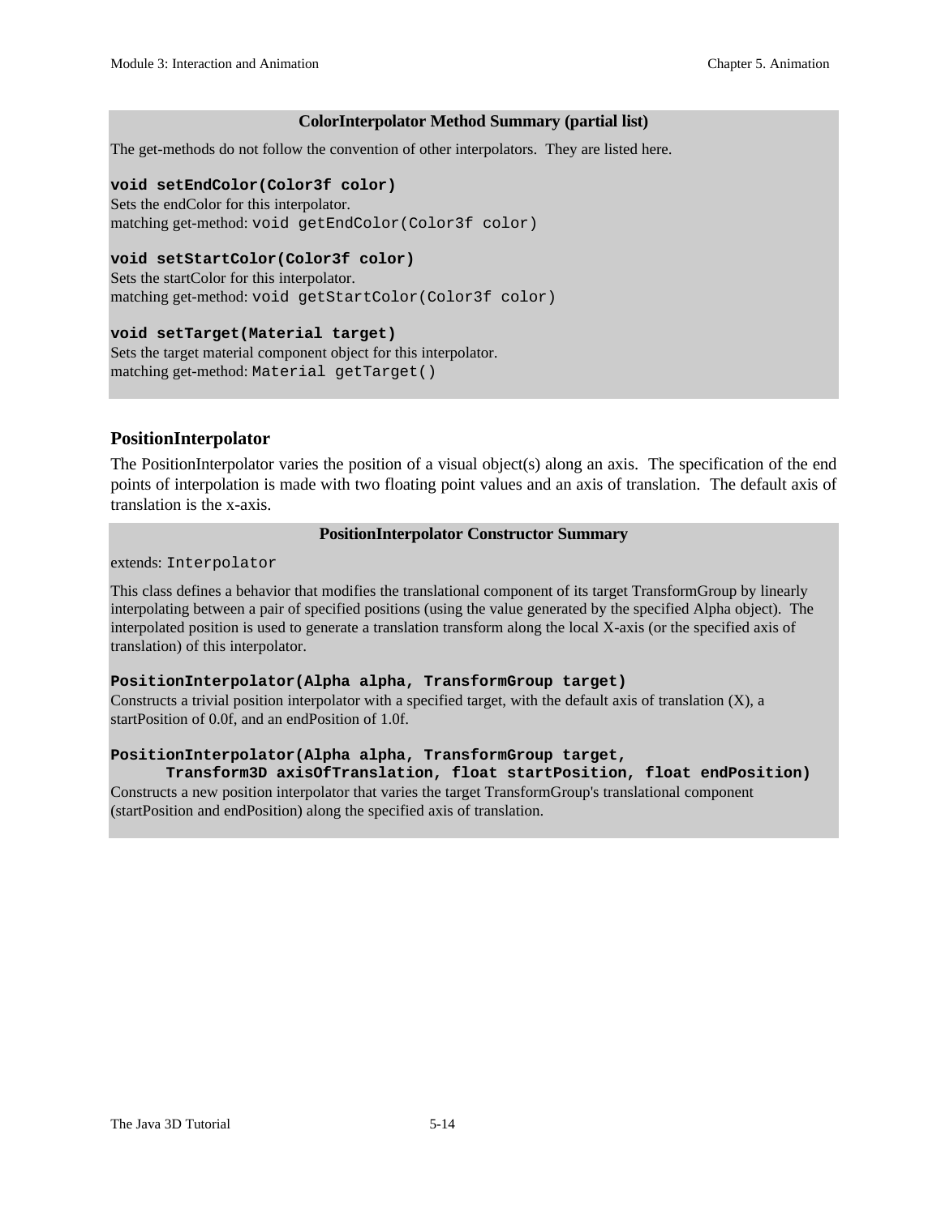**ColorInterpolator Method Summary (partial list)**

The get-methods do not follow the convention of other interpolators. They are listed here.

**`void setEndColor(Color3f color)`**
Sets the endColor for this interpolator.
matching get-method: `void getEndColor(Color3f color)`

**`void setStartColor(Color3f color)`**
Sets the startColor for this interpolator.
matching get-method: `void getStartColor(Color3f color)`

**`void setTarget(Material target)`**
Sets the target material component object for this interpolator.
matching get-method: `Material getTarget()`

## PositionInterpolator

The PositionInterpolator varies the position of a visual object(s) along an axis. The specification of the end points of interpolation is made with two floating point values and an axis of translation. The default axis of translation is the x-axis.

**PositionInterpolator Constructor Summary**

extends: `Interpolator`

This class defines a behavior that modifies the translational component of its target TransformGroup by linearly interpolating between a pair of specified positions (using the value generated by the specified Alpha object). The interpolated position is used to generate a translation transform along the local X-axis (or the specified axis of translation) of this interpolator.

**`PositionInterpolator(Alpha alpha, TransformGroup target)`**
Constructs a trivial position interpolator with a specified target, with the default axis of translation (X), a startPosition of 0.0f, and an endPosition of 1.0f.

**`PositionInterpolator(Alpha alpha, TransformGroup target, Transform3D axisOfTranslation, float startPosition, float endPosition)`**
Constructs a new position interpolator that varies the target TransformGroup's translational component (startPosition and endPosition) along the specified axis of translation.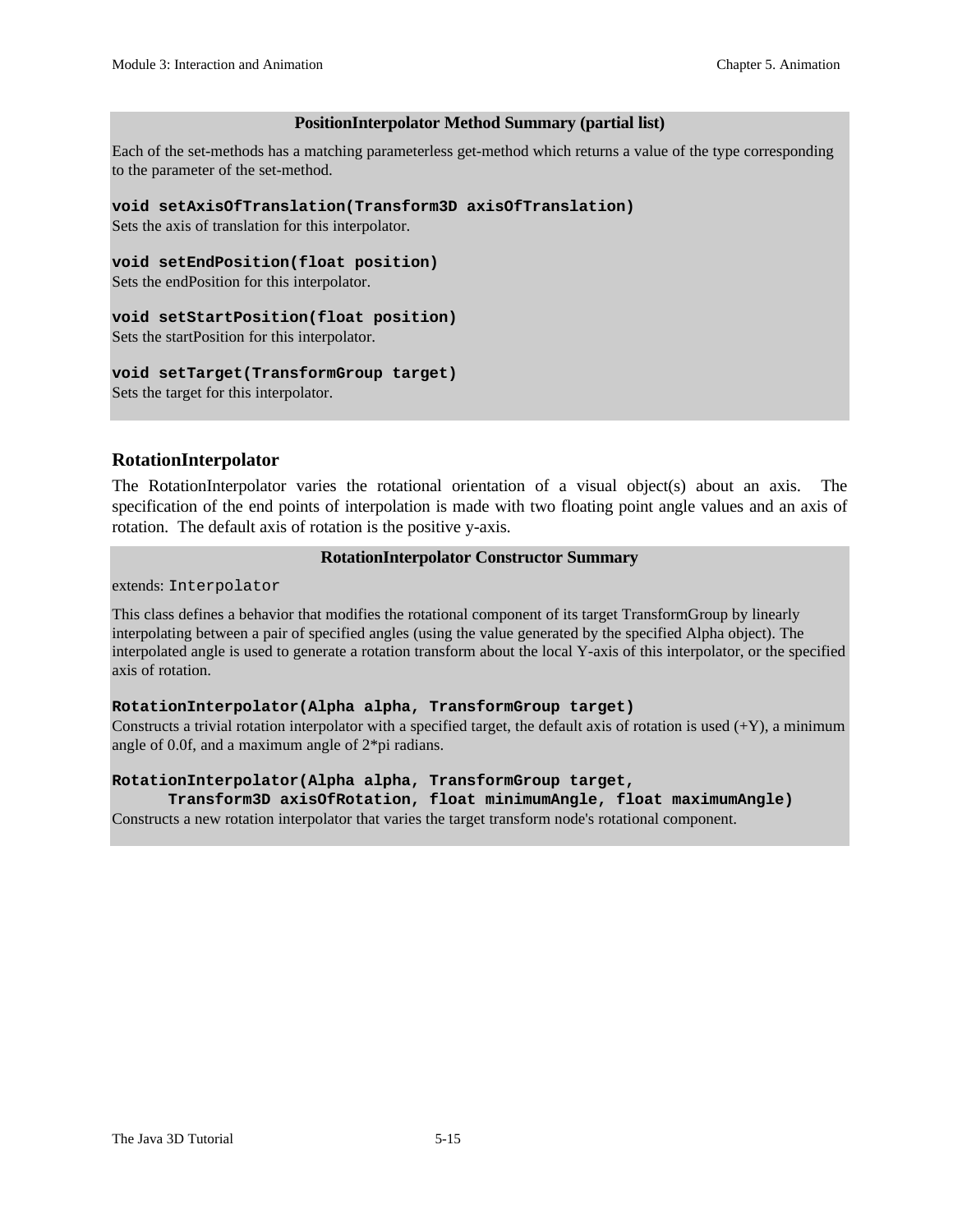**PositionInterpolator Method Summary (partial list)**

Each of the set-methods has a matching parameterless get-method which returns a value of the type corresponding to the parameter of the set-method.

**`void setAxisOfTranslation(Transform3D axisOfTranslation)`**
Sets the axis of translation for this interpolator.

**`void setEndPosition(float position)`**
Sets the endPosition for this interpolator.

**`void setStartPosition(float position)`**
Sets the startPosition for this interpolator.

**`void setTarget(TransformGroup target)`**
Sets the target for this interpolator.

### RotationInterpolator

The RotationInterpolator varies the rotational orientation of a visual object(s) about an axis. The specification of the end points of interpolation is made with two floating point angle values and an axis of rotation. The default axis of rotation is the positive y-axis.

**RotationInterpolator Constructor Summary**

extends: `Interpolator`

This class defines a behavior that modifies the rotational component of its target TransformGroup by linearly interpolating between a pair of specified angles (using the value generated by the specified Alpha object). The interpolated angle is used to generate a rotation transform about the local Y-axis of this interpolator, or the specified axis of rotation.

**`RotationInterpolator(Alpha alpha, TransformGroup target)`**
Constructs a trivial rotation interpolator with a specified target, the default axis of rotation is used (+Y), a minimum angle of 0.0f, and a maximum angle of 2*pi radians.

**`RotationInterpolator(Alpha alpha, TransformGroup target, Transform3D axisOfRotation, float minimumAngle, float maximumAngle)`**
Constructs a new rotation interpolator that varies the target transform node's rotational component.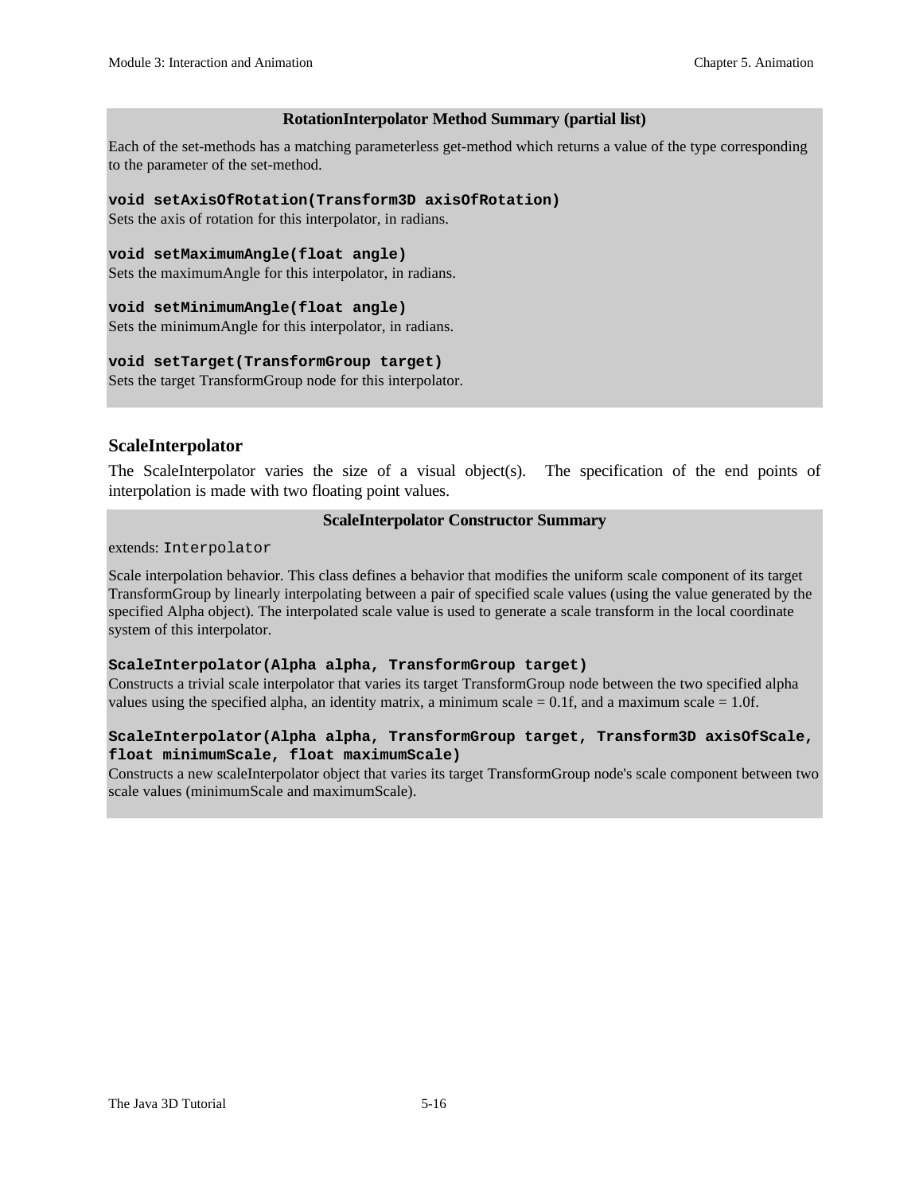**RotationInterpolator Method Summary (partial list)**

Each of the set-methods has a matching parameterless get-method which returns a value of the type corresponding to the parameter of the set-method.

**`void setAxisOfRotation(Transform3D axisOfRotation)`**
Sets the axis of rotation for this interpolator, in radians.

**`void setMaximumAngle(float angle)`**
Sets the maximumAngle for this interpolator, in radians.

**`void setMinimumAngle(float angle)`**
Sets the minimumAngle for this interpolator, in radians.

**`void setTarget(TransformGroup target)`**
Sets the target TransformGroup node for this interpolator.

### ScaleInterpolator

The ScaleInterpolator varies the size of a visual object(s). The specification of the end points of interpolation is made with two floating point values.

**ScaleInterpolator Constructor Summary**

extends: `Interpolator`

Scale interpolation behavior. This class defines a behavior that modifies the uniform scale component of its target TransformGroup by linearly interpolating between a pair of specified scale values (using the value generated by the specified Alpha object). The interpolated scale value is used to generate a scale transform in the local coordinate system of this interpolator.

**`ScaleInterpolator(Alpha alpha, TransformGroup target)`**
Constructs a trivial scale interpolator that varies its target TransformGroup node between the two specified alpha values using the specified alpha, an identity matrix, a minimum scale = 0.1f, and a maximum scale = 1.0f.

**`ScaleInterpolator(Alpha alpha, TransformGroup target, Transform3D axisOfScale, float minimumScale, float maximumScale)`**
Constructs a new scaleInterpolator object that varies its target TransformGroup node's scale component between two scale values (minimumScale and maximumScale).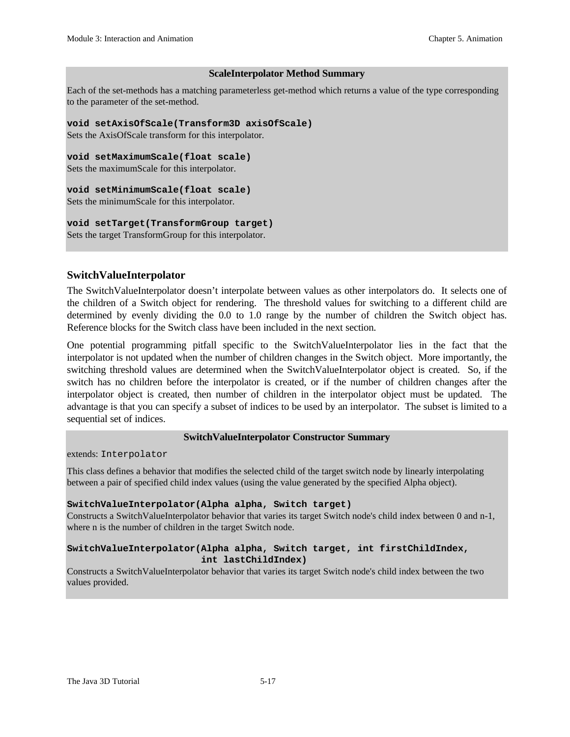**ScaleInterpolator Method Summary**

Each of the set-methods has a matching parameterless get-method which returns a value of the type corresponding to the parameter of the set-method.

**`void setAxisOfScale(Transform3D axisOfScale)`**
Sets the AxisOfScale transform for this interpolator.

**`void setMaximumScale(float scale)`**
Sets the maximumScale for this interpolator.

**`void setMinimumScale(float scale)`**
Sets the minimumScale for this interpolator.

**`void setTarget(TransformGroup target)`**
Sets the target TransformGroup for this interpolator.

### SwitchValueInterpolator

The SwitchValueInterpolator doesn't interpolate between values as other interpolators do. It selects one of the children of a Switch object for rendering. The threshold values for switching to a different child are determined by evenly dividing the 0.0 to 1.0 range by the number of children the Switch object has. Reference blocks for the Switch class have been included in the next section.

One potential programming pitfall specific to the SwitchValueInterpolator lies in the fact that the interpolator is not updated when the number of children changes in the Switch object. More importantly, the switching threshold values are determined when the SwitchValueInterpolator object is created. So, if the switch has no children before the interpolator is created, or if the number of children changes after the interpolator object is created, then number of children in the interpolator object must be updated. The advantage is that you can specify a subset of indices to be used by an interpolator. The subset is limited to a sequential set of indices.

**SwitchValueInterpolator Constructor Summary**

extends: `Interpolator`

This class defines a behavior that modifies the selected child of the target switch node by linearly interpolating between a pair of specified child index values (using the value generated by the specified Alpha object).

**`SwitchValueInterpolator(Alpha alpha, Switch target)`**
Constructs a SwitchValueInterpolator behavior that varies its target Switch node's child index between 0 and n-1, where n is the number of children in the target Switch node.

**`SwitchValueInterpolator(Alpha alpha, Switch target, int firstChildIndex, int lastChildIndex)`**
Constructs a SwitchValueInterpolator behavior that varies its target Switch node's child index between the two values provided.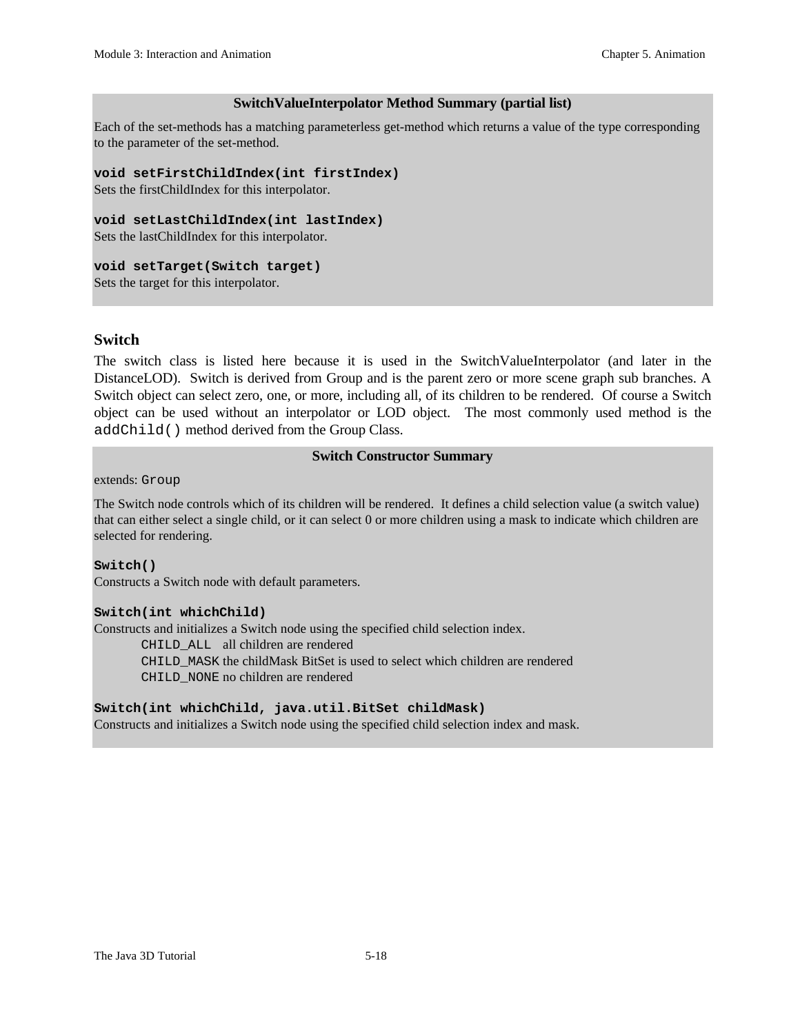**SwitchValueInterpolator Method Summary (partial list)**

Each of the set-methods has a matching parameterless get-method which returns a value of the type corresponding to the parameter of the set-method.

**`void setFirstChildIndex(int firstIndex)`**
Sets the firstChildIndex for this interpolator.

**`void setLastChildIndex(int lastIndex)`**
Sets the lastChildIndex for this interpolator.

**`void setTarget(Switch target)`**
Sets the target for this interpolator.

## Switch

The switch class is listed here because it is used in the SwitchValueInterpolator (and later in the DistanceLOD). Switch is derived from Group and is the parent zero or more scene graph sub branches. A Switch object can select zero, one, or more, including all, of its children to be rendered. Of course a Switch object can be used without an interpolator or LOD object. The most commonly used method is the `addChild()` method derived from the Group Class.

**Switch Constructor Summary**

extends: `Group`

The Switch node controls which of its children will be rendered. It defines a child selection value (a switch value) that can either select a single child, or it can select 0 or more children using a mask to indicate which children are selected for rendering.

**`Switch()`**
Constructs a Switch node with default parameters.

**`Switch(int whichChild)`**
Constructs and initializes a Switch node using the specified child selection index.

- `CHILD_ALL` all children are rendered
- `CHILD_MASK` the childMask BitSet is used to select which children are rendered
- `CHILD_NONE` no children are rendered

**`Switch(int whichChild, java.util.BitSet childMask)`**
Constructs and initializes a Switch node using the specified child selection index and mask.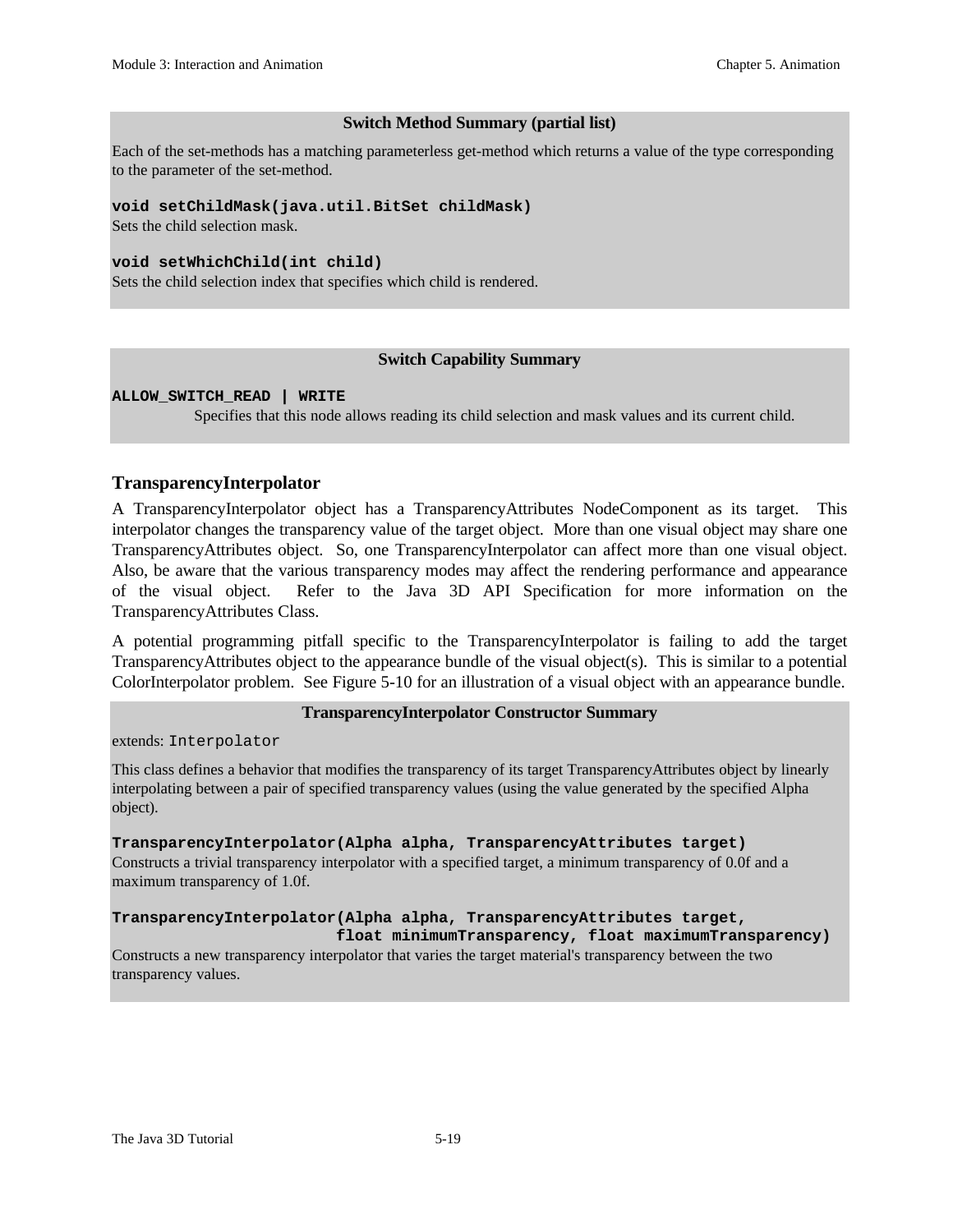**Switch Method Summary (partial list)**

Each of the set-methods has a matching parameterless get-method which returns a value of the type corresponding to the parameter of the set-method.

**`void setChildMask(java.util.BitSet childMask)`**
Sets the child selection mask.

**`void setWhichChild(int child)`**
Sets the child selection index that specifies which child is rendered.

**Switch Capability Summary**

**`ALLOW_SWITCH_READ | WRITE`**
Specifies that this node allows reading its child selection and mask values and its current child.

### TransparencyInterpolator

A TransparencyInterpolator object has a TransparencyAttributes NodeComponent as its target. This interpolator changes the transparency value of the target object. More than one visual object may share one TransparencyAttributes object. So, one TransparencyInterpolator can affect more than one visual object. Also, be aware that the various transparency modes may affect the rendering performance and appearance of the visual object. Refer to the Java 3D API Specification for more information on the TransparencyAttributes Class.

A potential programming pitfall specific to the TransparencyInterpolator is failing to add the target TransparencyAttributes object to the appearance bundle of the visual object(s). This is similar to a potential ColorInterpolator problem. See Figure 5-10 for an illustration of a visual object with an appearance bundle.

**TransparencyInterpolator Constructor Summary**

extends: `Interpolator`

This class defines a behavior that modifies the transparency of its target TransparencyAttributes object by linearly interpolating between a pair of specified transparency values (using the value generated by the specified Alpha object).

**`TransparencyInterpolator(Alpha alpha, TransparencyAttributes target)`**
Constructs a trivial transparency interpolator with a specified target, a minimum transparency of 0.0f and a maximum transparency of 1.0f.

**`TransparencyInterpolator(Alpha alpha, TransparencyAttributes target, float minimumTransparency, float maximumTransparency)`**
Constructs a new transparency interpolator that varies the target material's transparency between the two transparency values.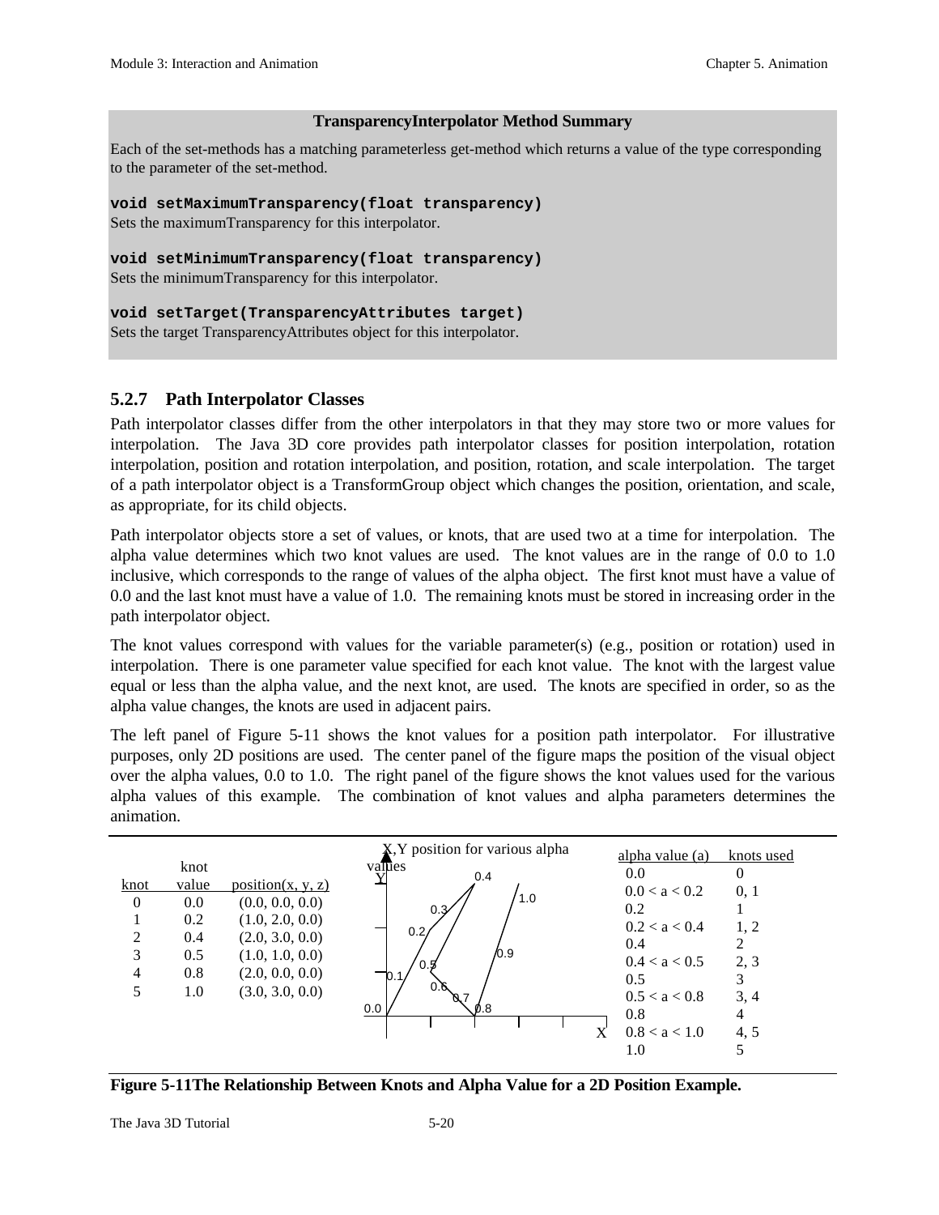**TransparencyInterpolator Method Summary**

Each of the set-methods has a matching parameterless get-method which returns a value of the type corresponding to the parameter of the set-method.

**`void setMaximumTransparency(float transparency)`**
Sets the maximumTransparency for this interpolator.

**`void setMinimumTransparency(float transparency)`**
Sets the minimumTransparency for this interpolator.

**`void setTarget(TransparencyAttributes target)`**
Sets the target TransparencyAttributes object for this interpolator.

### 5.2.7 Path Interpolator Classes

Path interpolator classes differ from the other interpolators in that they may store two or more values for interpolation. The Java 3D core provides path interpolator classes for position interpolation, rotation interpolation, position and rotation interpolation, and position, rotation, and scale interpolation. The target of a path interpolator object is a TransformGroup object which changes the position, orientation, and scale, as appropriate, for its child objects.

Path interpolator objects store a set of values, or knots, that are used two at a time for interpolation. The alpha value determines which two knot values are used. The knot values are in the range of 0.0 to 1.0 inclusive, which corresponds to the range of values of the alpha object. The first knot must have a value of 0.0 and the last knot must have a value of 1.0. The remaining knots must be stored in increasing order in the path interpolator object.

The knot values correspond with values for the variable parameter(s) (e.g., position or rotation) used in interpolation. There is one parameter value specified for each knot value. The knot with the largest value equal or less than the alpha value, and the next knot, are used. The knots are specified in order, so as the alpha value changes, the knots are used in adjacent pairs.

The left panel of Figure 5-11 shows the knot values for a position path interpolator. For illustrative purposes, only 2D positions are used. The center panel of the figure maps the position of the visual object over the alpha values, 0.0 to 1.0. The right panel of the figure shows the knot values used for the various alpha values of this example. The combination of knot values and alpha parameters determines the animation.

| knot | knot value | position(x, y, z) |
|---|---|---|
| 0 | 0.0 | (0.0, 0.0, 0.0) |
| 1 | 0.2 | (1.0, 2.0, 0.0) |
| 2 | 0.4 | (2.0, 3.0, 0.0) |
| 3 | 0.5 | (1.0, 1.0, 0.0) |
| 4 | 0.8 | (2.0, 0.0, 0.0) |
| 5 | 1.0 | (3.0, 3.0, 0.0) |

X,Y position for various alpha values

| alpha value (a) | knots used |
|---|---|
| 0.0 | 0 |
| 0.0 < a < 0.2 | 0, 1 |
| 0.2 | 1 |
| 0.2 < a < 0.4 | 1, 2 |
| 0.4 | 2 |
| 0.4 < a < 0.5 | 2, 3 |
| 0.5 | 3 |
| 0.5 < a < 0.8 | 3, 4 |
| 0.8 | 4 |
| 0.8 < a < 1.0 | 4, 5 |
| 1.0 | 5 |

**Figure 5-11The Relationship Between Knots and Alpha Value for a 2D Position Example.**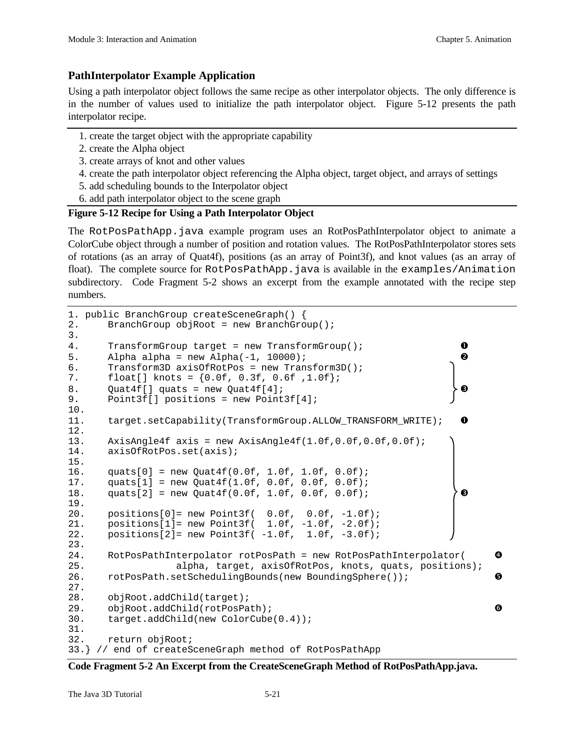### PathInterpolator Example Application

Using a path interpolator object follows the same recipe as other interpolator objects. The only difference is in the number of values used to initialize the path interpolator object. Figure 5-12 presents the path interpolator recipe.

1. create the target object with the appropriate capability
2. create the Alpha object
3. create arrays of knot and other values
4. create the path interpolator object referencing the Alpha object, target object, and arrays of settings
5. add scheduling bounds to the Interpolator object
6. add path interpolator object to the scene graph

**Figure 5-12 Recipe for Using a Path Interpolator Object**

The `RotPosPathApp.java` example program uses an RotPosPathInterpolator object to animate a ColorCube object through a number of position and rotation values. The RotPosPathInterpolator stores sets of rotations (as an array of Quat4f), positions (as an array of Point3f), and knot values (as an array of float). The complete source for `RotPosPathApp.java` is available in the `examples/Animation` subdirectory. Code Fragment 5-2 shows an excerpt from the example annotated with the recipe step numbers.

```
1. public BranchGroup createSceneGraph() {
2.     BranchGroup objRoot = new BranchGroup();
3.
4.     TransformGroup target = new TransformGroup();                   ❶
5.     Alpha alpha = new Alpha(-1, 10000);                             ❷
6.     Transform3D axisOfRotPos = new Transform3D();                   ┐
7.     float[] knots = {0.0f, 0.3f, 0.6f ,1.0f};                       │
8.     Quat4f[] quats = new Quat4f[4];                                 ├ ❸
9.     Point3f[] positions = new Point3f[4];                           ┘
10.
11.    target.setCapability(TransformGroup.ALLOW_TRANSFORM_WRITE);     ❶
12.
13.    AxisAngle4f axis = new AxisAngle4f(1.0f,0.0f,0.0f,0.0f);        ┐
14.    axisOfRotPos.set(axis);                                         │
15.                                                                    │
16.    quats[0] = new Quat4f(0.0f, 1.0f, 1.0f, 0.0f);                  │
17.    quats[1] = new Quat4f(1.0f, 0.0f, 0.0f, 0.0f);                  │
18.    quats[2] = new Quat4f(0.0f, 1.0f, 0.0f, 0.0f);                  ├ ❸
19.                                                                    │
20.    positions[0]= new Point3f(  0.0f,  0.0f, -1.0f);                │
21.    positions[1]= new Point3f(  1.0f, -1.0f, -2.0f);                │
22.    positions[2]= new Point3f( -1.0f,  1.0f, -3.0f);                ┘
23.
24.    RotPosPathInterpolator rotPosPath = new RotPosPathInterpolator(         ❹
25.                alpha, target, axisOfRotPos, knots, quats, positions);
26.    rotPosPath.setSchedulingBounds(new BoundingSphere());                   ❺
27.
28.    objRoot.addChild(target);
29.    objRoot.addChild(rotPosPath);                                           ❻
30.    target.addChild(new ColorCube(0.4));
31.
32.    return objRoot;
33.} // end of createSceneGraph method of RotPosPathApp
```

**Code Fragment 5-2 An Excerpt from the CreateSceneGraph Method of RotPosPathApp.java.**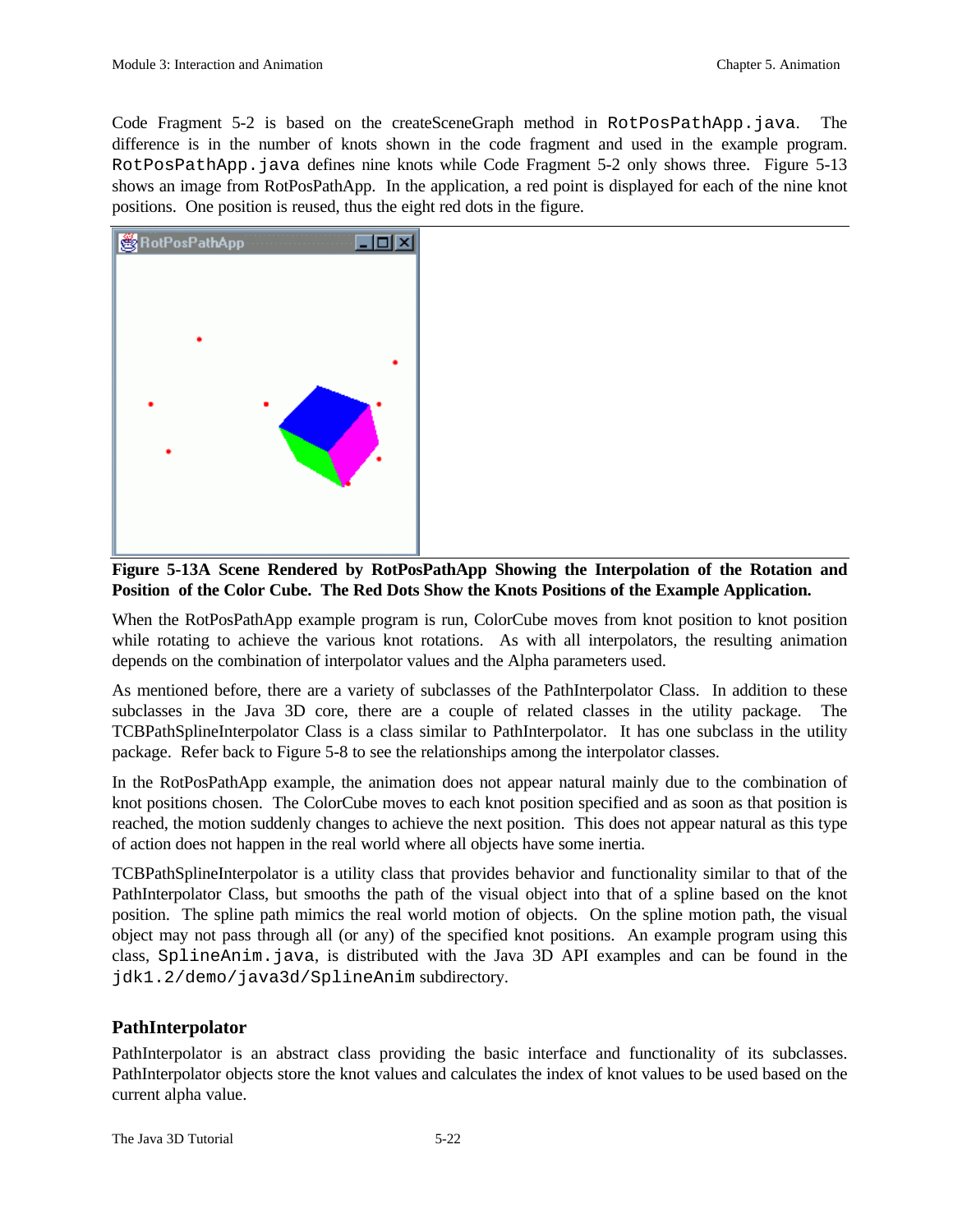Code Fragment 5-2 is based on the createSceneGraph method in `RotPosPathApp.java`. The difference is in the number of knots shown in the code fragment and used in the example program. `RotPosPathApp.java` defines nine knots while Code Fragment 5-2 only shows three. Figure 5-13 shows an image from RotPosPathApp. In the application, a red point is displayed for each of the nine knot positions. One position is reused, thus the eight red dots in the figure.

**Figure 5-13A Scene Rendered by RotPosPathApp Showing the Interpolation of the Rotation and Position of the Color Cube. The Red Dots Show the Knots Positions of the Example Application.**

When the RotPosPathApp example program is run, ColorCube moves from knot position to knot position while rotating to achieve the various knot rotations. As with all interpolators, the resulting animation depends on the combination of interpolator values and the Alpha parameters used.

As mentioned before, there are a variety of subclasses of the PathInterpolator Class. In addition to these subclasses in the Java 3D core, there are a couple of related classes in the utility package. The TCBPathSplineInterpolator Class is a class similar to PathInterpolator. It has one subclass in the utility package. Refer back to Figure 5-8 to see the relationships among the interpolator classes.

In the RotPosPathApp example, the animation does not appear natural mainly due to the combination of knot positions chosen. The ColorCube moves to each knot position specified and as soon as that position is reached, the motion suddenly changes to achieve the next position. This does not appear natural as this type of action does not happen in the real world where all objects have some inertia.

TCBPathSplineInterpolator is a utility class that provides behavior and functionality similar to that of the PathInterpolator Class, but smooths the path of the visual object into that of a spline based on the knot position. The spline path mimics the real world motion of objects. On the spline motion path, the visual object may not pass through all (or any) of the specified knot positions. An example program using this class, `SplineAnim.java`, is distributed with the Java 3D API examples and can be found in the `jdk1.2/demo/java3d/SplineAnim` subdirectory.

### PathInterpolator

PathInterpolator is an abstract class providing the basic interface and functionality of its subclasses. PathInterpolator objects store the knot values and calculates the index of knot values to be used based on the current alpha value.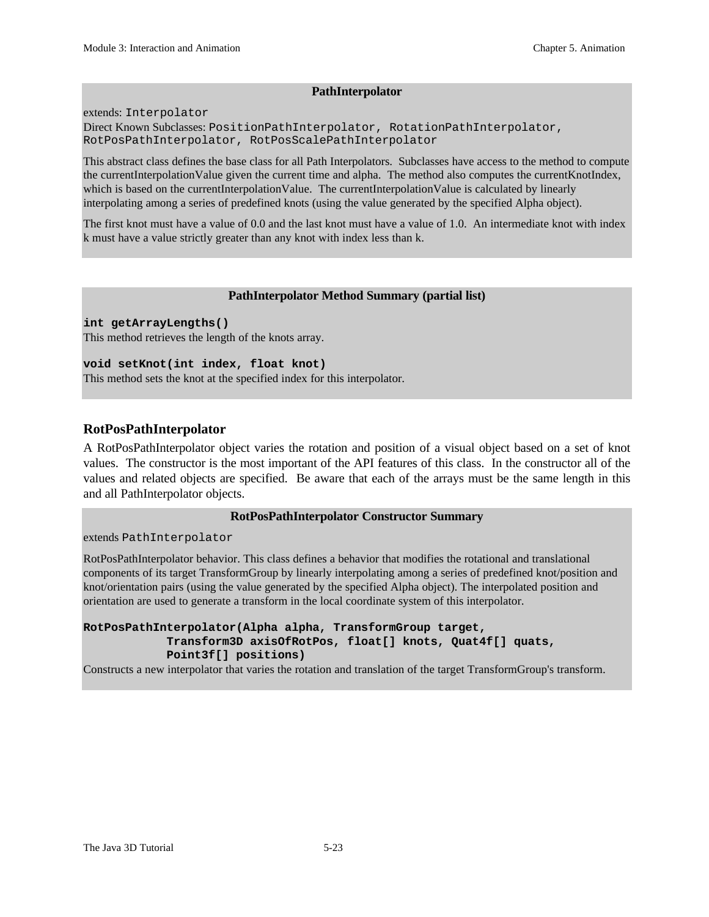**PathInterpolator**

extends: `Interpolator`
Direct Known Subclasses: `PositionPathInterpolator, RotationPathInterpolator, RotPosPathInterpolator, RotPosScalePathInterpolator`

This abstract class defines the base class for all Path Interpolators. Subclasses have access to the method to compute the currentInterpolationValue given the current time and alpha. The method also computes the currentKnotIndex, which is based on the currentInterpolationValue. The currentInterpolationValue is calculated by linearly interpolating among a series of predefined knots (using the value generated by the specified Alpha object).

The first knot must have a value of 0.0 and the last knot must have a value of 1.0. An intermediate knot with index k must have a value strictly greater than any knot with index less than k.

**PathInterpolator Method Summary (partial list)**

**`int getArrayLengths()`**
This method retrieves the length of the knots array.

**`void setKnot(int index, float knot)`**
This method sets the knot at the specified index for this interpolator.

### RotPosPathInterpolator

A RotPosPathInterpolator object varies the rotation and position of a visual object based on a set of knot values. The constructor is the most important of the API features of this class. In the constructor all of the values and related objects are specified. Be aware that each of the arrays must be the same length in this and all PathInterpolator objects.

**RotPosPathInterpolator Constructor Summary**

extends `PathInterpolator`

RotPosPathInterpolator behavior. This class defines a behavior that modifies the rotational and translational components of its target TransformGroup by linearly interpolating among a series of predefined knot/position and knot/orientation pairs (using the value generated by the specified Alpha object). The interpolated position and orientation are used to generate a transform in the local coordinate system of this interpolator.

```
RotPosPathInterpolator(Alpha alpha, TransformGroup target,
            Transform3D axisOfRotPos, float[] knots, Quat4f[] quats,
            Point3f[] positions)
```
Constructs a new interpolator that varies the rotation and translation of the target TransformGroup's transform.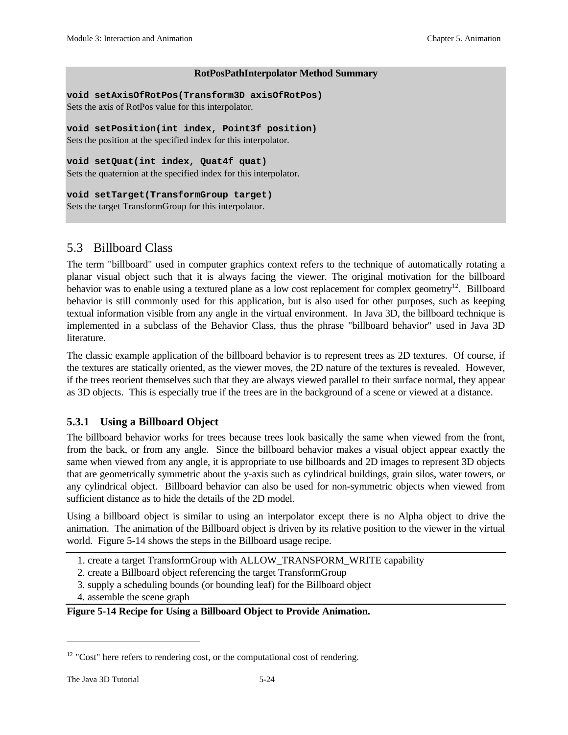**RotPosPathInterpolator Method Summary**

**`void setAxisOfRotPos(Transform3D axisOfRotPos)`**
Sets the axis of RotPos value for this interpolator.

**`void setPosition(int index, Point3f position)`**
Sets the position at the specified index for this interpolator.

**`void setQuat(int index, Quat4f quat)`**
Sets the quaternion at the specified index for this interpolator.

**`void setTarget(TransformGroup target)`**
Sets the target TransformGroup for this interpolator.

## 5.3 Billboard Class

The term "billboard" used in computer graphics context refers to the technique of automatically rotating a planar visual object such that it is always facing the viewer. The original motivation for the billboard behavior was to enable using a textured plane as a low cost replacement for complex geometry[12]. Billboard behavior is still commonly used for this application, but is also used for other purposes, such as keeping textual information visible from any angle in the virtual environment. In Java 3D, the billboard technique is implemented in a subclass of the Behavior Class, thus the phrase "billboard behavior" used in Java 3D literature.

The classic example application of the billboard behavior is to represent trees as 2D textures. Of course, if the textures are statically oriented, as the viewer moves, the 2D nature of the textures is revealed. However, if the trees reorient themselves such that they are always viewed parallel to their surface normal, they appear as 3D objects. This is especially true if the trees are in the background of a scene or viewed at a distance.

### 5.3.1 Using a Billboard Object

The billboard behavior works for trees because trees look basically the same when viewed from the front, from the back, or from any angle. Since the billboard behavior makes a visual object appear exactly the same when viewed from any angle, it is appropriate to use billboards and 2D images to represent 3D objects that are geometrically symmetric about the y-axis such as cylindrical buildings, grain silos, water towers, or any cylindrical object. Billboard behavior can also be used for non-symmetric objects when viewed from sufficient distance as to hide the details of the 2D model.

Using a billboard object is similar to using an interpolator except there is no Alpha object to drive the animation. The animation of the Billboard object is driven by its relative position to the viewer in the virtual world. Figure 5-14 shows the steps in the Billboard usage recipe.

1. create a target TransformGroup with ALLOW_TRANSFORM_WRITE capability
2. create a Billboard object referencing the target TransformGroup
3. supply a scheduling bounds (or bounding leaf) for the Billboard object
4. assemble the scene graph

**Figure 5-14 Recipe for Using a Billboard Object to Provide Animation.**

[12] "Cost" here refers to rendering cost, or the computational cost of rendering.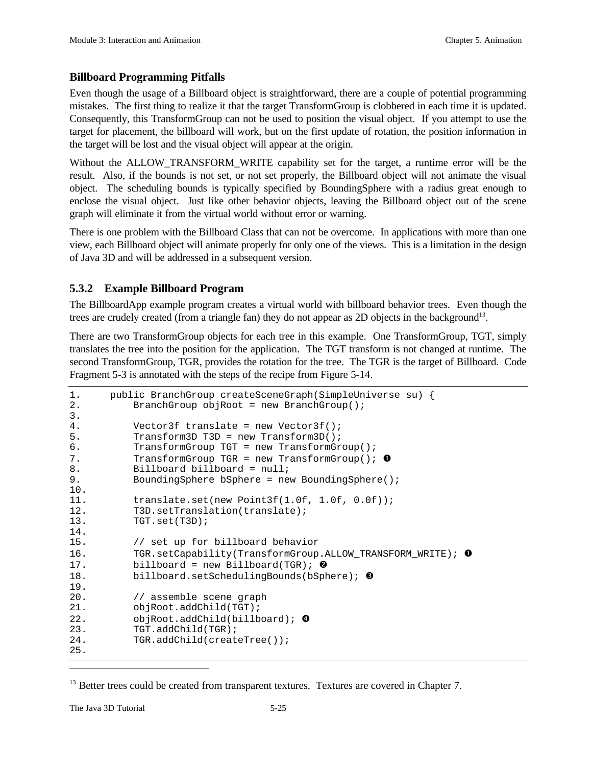## Billboard Programming Pitfalls

Even though the usage of a Billboard object is straightforward, there are a couple of potential programming mistakes. The first thing to realize it that the target TransformGroup is clobbered in each time it is updated. Consequently, this TransformGroup can not be used to position the visual object. If you attempt to use the target for placement, the billboard will work, but on the first update of rotation, the position information in the target will be lost and the visual object will appear at the origin.

Without the ALLOW_TRANSFORM_WRITE capability set for the target, a runtime error will be the result. Also, if the bounds is not set, or not set properly, the Billboard object will not animate the visual object. The scheduling bounds is typically specified by BoundingSphere with a radius great enough to enclose the visual object. Just like other behavior objects, leaving the Billboard object out of the scene graph will eliminate it from the virtual world without error or warning.

There is one problem with the Billboard Class that can not be overcome. In applications with more than one view, each Billboard object will animate properly for only one of the views. This is a limitation in the design of Java 3D and will be addressed in a subsequent version.

### 5.3.2 Example Billboard Program

The BillboardApp example program creates a virtual world with billboard behavior trees. Even though the trees are crudely created (from a triangle fan) they do not appear as 2D objects in the background[13].

There are two TransformGroup objects for each tree in this example. One TransformGroup, TGT, simply translates the tree into the position for the application. The TGT transform is not changed at runtime. The second TransformGroup, TGR, provides the rotation for the tree. The TGR is the target of Billboard. Code Fragment 5-3 is annotated with the steps of the recipe from Figure 5-14.

```
1.     public BranchGroup createSceneGraph(SimpleUniverse su) {
2.         BranchGroup objRoot = new BranchGroup();
3.
4.         Vector3f translate = new Vector3f();
5.         Transform3D T3D = new Transform3D();
6.         TransformGroup TGT = new TransformGroup();
7.         TransformGroup TGR = new TransformGroup(); ❶
8.         Billboard billboard = null;
9.         BoundingSphere bSphere = new BoundingSphere();
10.
11.        translate.set(new Point3f(1.0f, 1.0f, 0.0f));
12.        T3D.setTranslation(translate);
13.        TGT.set(T3D);
14.
15.        // set up for billboard behavior
16.        TGR.setCapability(TransformGroup.ALLOW_TRANSFORM_WRITE); ❶
17.        billboard = new Billboard(TGR); ❷
18.        billboard.setSchedulingBounds(bSphere); ❸
19.
20.        // assemble scene graph
21.        objRoot.addChild(TGT);
22.        objRoot.addChild(billboard); ❹
23.        TGT.addChild(TGR);
24.        TGR.addChild(createTree());
25.
```

[13] Better trees could be created from transparent textures. Textures are covered in Chapter 7.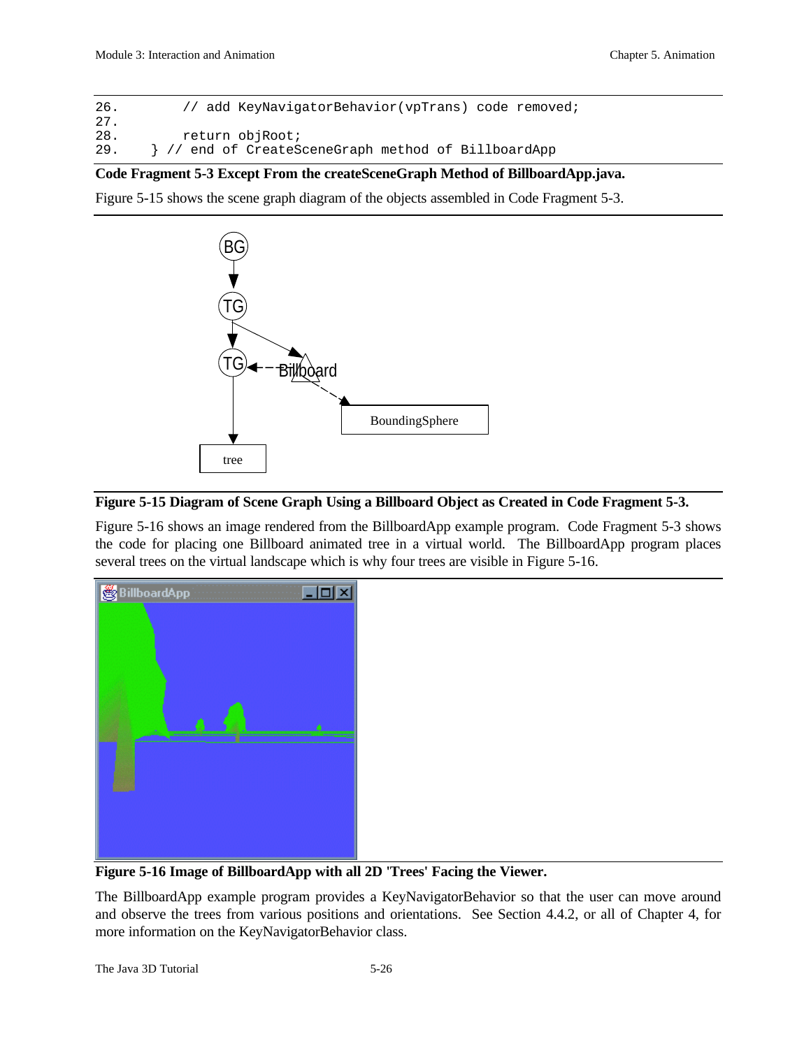```
26.        // add KeyNavigatorBehavior(vpTrans) code removed;
27.
28.        return objRoot;
29.    } // end of CreateSceneGraph method of BillboardApp
```

**Code Fragment 5-3 Except From the createSceneGraph Method of BillboardApp.java.**

Figure 5-15 shows the scene graph diagram of the objects assembled in Code Fragment 5-3.

**Figure 5-15 Diagram of Scene Graph Using a Billboard Object as Created in Code Fragment 5-3.**

Figure 5-16 shows an image rendered from the BillboardApp example program. Code Fragment 5-3 shows the code for placing one Billboard animated tree in a virtual world. The BillboardApp program places several trees on the virtual landscape which is why four trees are visible in Figure 5-16.

**Figure 5-16 Image of BillboardApp with all 2D 'Trees' Facing the Viewer.**

The BillboardApp example program provides a KeyNavigatorBehavior so that the user can move around and observe the trees from various positions and orientations. See Section 4.4.2, or all of Chapter 4, for more information on the KeyNavigatorBehavior class.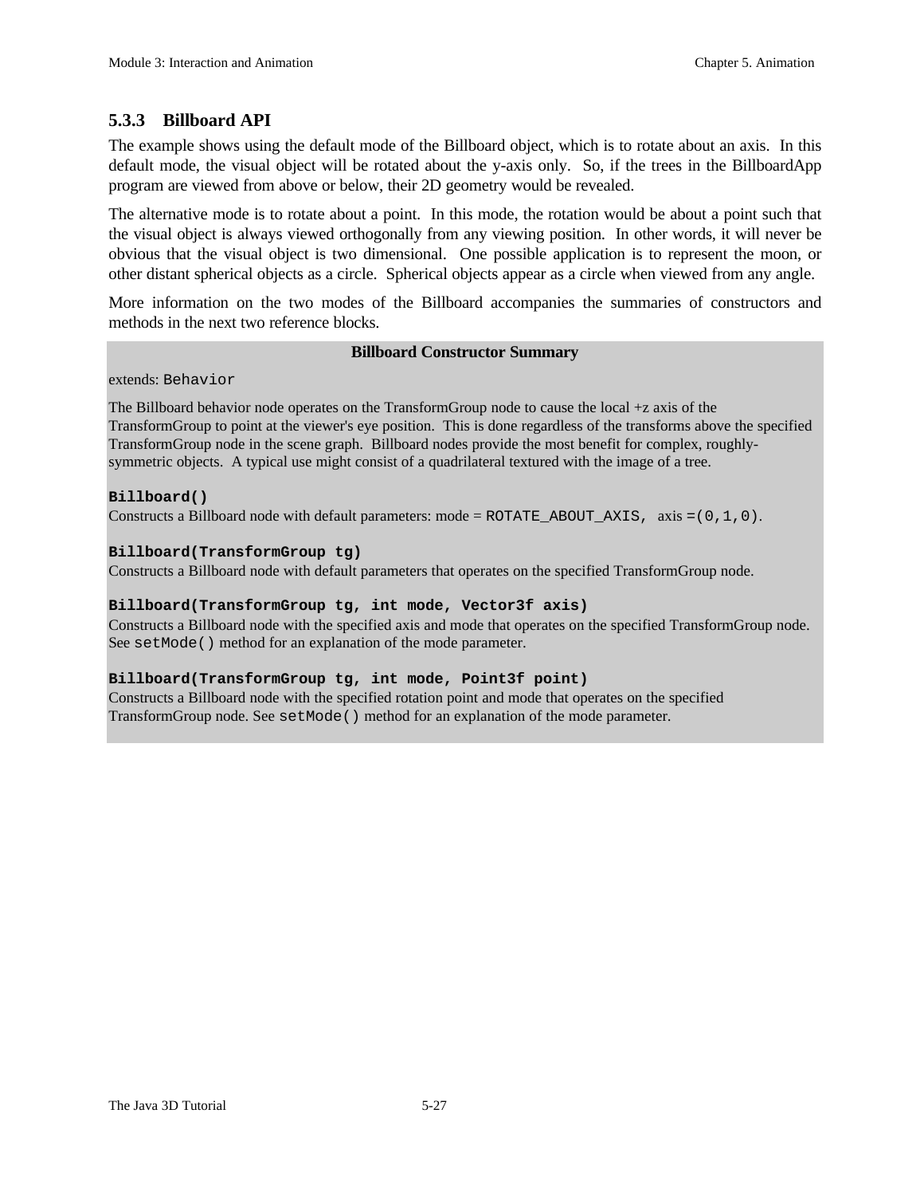### 5.3.3 Billboard API

The example shows using the default mode of the Billboard object, which is to rotate about an axis. In this default mode, the visual object will be rotated about the y-axis only. So, if the trees in the BillboardApp program are viewed from above or below, their 2D geometry would be revealed.

The alternative mode is to rotate about a point. In this mode, the rotation would be about a point such that the visual object is always viewed orthogonally from any viewing position. In other words, it will never be obvious that the visual object is two dimensional. One possible application is to represent the moon, or other distant spherical objects as a circle. Spherical objects appear as a circle when viewed from any angle.

More information on the two modes of the Billboard accompanies the summaries of constructors and methods in the next two reference blocks.

**Billboard Constructor Summary**

extends: `Behavior`

The Billboard behavior node operates on the TransformGroup node to cause the local +z axis of the TransformGroup to point at the viewer's eye position. This is done regardless of the transforms above the specified TransformGroup node in the scene graph. Billboard nodes provide the most benefit for complex, roughly-symmetric objects. A typical use might consist of a quadrilateral textured with the image of a tree.

**`Billboard()`**
Constructs a Billboard node with default parameters: mode = `ROTATE_ABOUT_AXIS`, axis =`(0,1,0)`.

**`Billboard(TransformGroup tg)`**
Constructs a Billboard node with default parameters that operates on the specified TransformGroup node.

**`Billboard(TransformGroup tg, int mode, Vector3f axis)`**
Constructs a Billboard node with the specified axis and mode that operates on the specified TransformGroup node. See `setMode()` method for an explanation of the mode parameter.

**`Billboard(TransformGroup tg, int mode, Point3f point)`**
Constructs a Billboard node with the specified rotation point and mode that operates on the specified TransformGroup node. See `setMode()` method for an explanation of the mode parameter.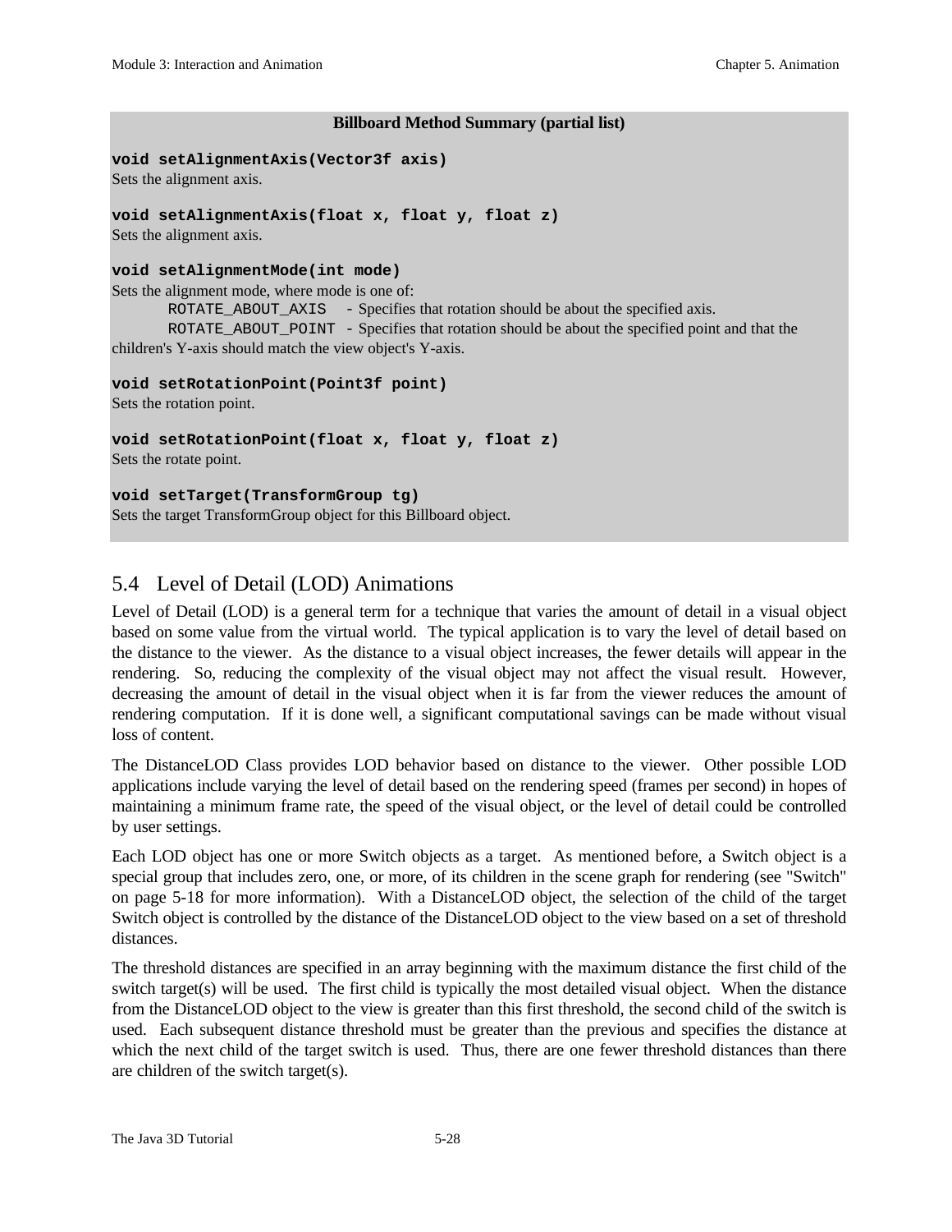**Billboard Method Summary (partial list)**

**`void setAlignmentAxis(Vector3f axis)`**
Sets the alignment axis.

**`void setAlignmentAxis(float x, float y, float z)`**
Sets the alignment axis.

**`void setAlignmentMode(int mode)`**
Sets the alignment mode, where mode is one of:

`ROTATE_ABOUT_AXIS` - Specifies that rotation should be about the specified axis.

`ROTATE_ABOUT_POINT` - Specifies that rotation should be about the specified point and that the children's Y-axis should match the view object's Y-axis.

**`void setRotationPoint(Point3f point)`**
Sets the rotation point.

**`void setRotationPoint(float x, float y, float z)`**
Sets the rotate point.

**`void setTarget(TransformGroup tg)`**
Sets the target TransformGroup object for this Billboard object.

## 5.4 Level of Detail (LOD) Animations

Level of Detail (LOD) is a general term for a technique that varies the amount of detail in a visual object based on some value from the virtual world. The typical application is to vary the level of detail based on the distance to the viewer. As the distance to a visual object increases, the fewer details will appear in the rendering. So, reducing the complexity of the visual object may not affect the visual result. However, decreasing the amount of detail in the visual object when it is far from the viewer reduces the amount of rendering computation. If it is done well, a significant computational savings can be made without visual loss of content.

The DistanceLOD Class provides LOD behavior based on distance to the viewer. Other possible LOD applications include varying the level of detail based on the rendering speed (frames per second) in hopes of maintaining a minimum frame rate, the speed of the visual object, or the level of detail could be controlled by user settings.

Each LOD object has one or more Switch objects as a target. As mentioned before, a Switch object is a special group that includes zero, one, or more, of its children in the scene graph for rendering (see "Switch" on page 5-18 for more information). With a DistanceLOD object, the selection of the child of the target Switch object is controlled by the distance of the DistanceLOD object to the view based on a set of threshold distances.

The threshold distances are specified in an array beginning with the maximum distance the first child of the switch target(s) will be used. The first child is typically the most detailed visual object. When the distance from the DistanceLOD object to the view is greater than this first threshold, the second child of the switch is used. Each subsequent distance threshold must be greater than the previous and specifies the distance at which the next child of the target switch is used. Thus, there are one fewer threshold distances than there are children of the switch target(s).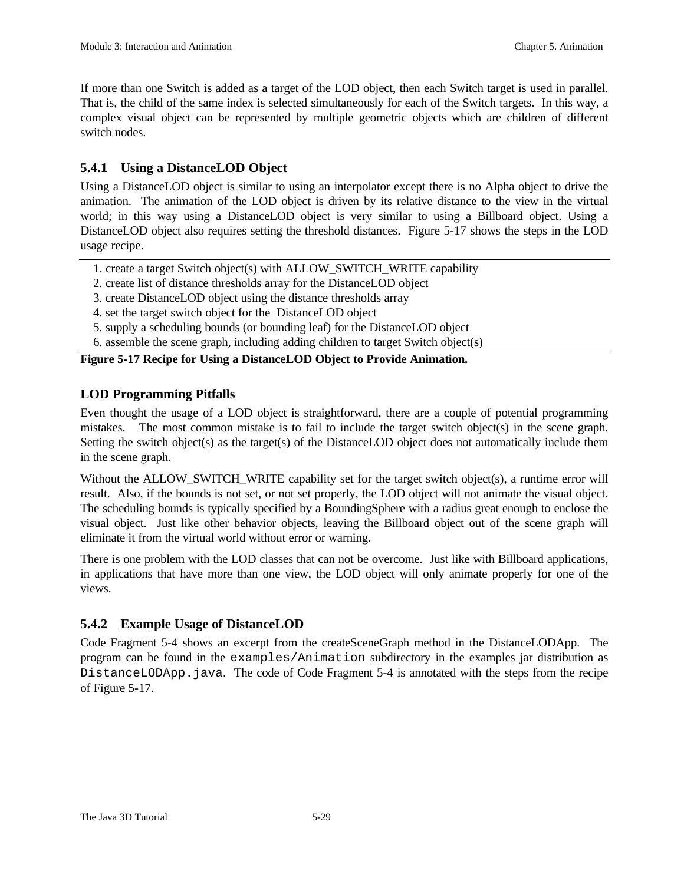If more than one Switch is added as a target of the LOD object, then each Switch target is used in parallel. That is, the child of the same index is selected simultaneously for each of the Switch targets. In this way, a complex visual object can be represented by multiple geometric objects which are children of different switch nodes.

### 5.4.1 Using a DistanceLOD Object

Using a DistanceLOD object is similar to using an interpolator except there is no Alpha object to drive the animation. The animation of the LOD object is driven by its relative distance to the view in the virtual world; in this way using a DistanceLOD object is very similar to using a Billboard object. Using a DistanceLOD object also requires setting the threshold distances. Figure 5-17 shows the steps in the LOD usage recipe.

1. create a target Switch object(s) with ALLOW_SWITCH_WRITE capability
2. create list of distance thresholds array for the DistanceLOD object
3. create DistanceLOD object using the distance thresholds array
4. set the target switch object for the DistanceLOD object
5. supply a scheduling bounds (or bounding leaf) for the DistanceLOD object
6. assemble the scene graph, including adding children to target Switch object(s)

**Figure 5-17 Recipe for Using a DistanceLOD Object to Provide Animation.**

### LOD Programming Pitfalls

Even thought the usage of a LOD object is straightforward, there are a couple of potential programming mistakes. The most common mistake is to fail to include the target switch object(s) in the scene graph. Setting the switch object(s) as the target(s) of the DistanceLOD object does not automatically include them in the scene graph.

Without the ALLOW_SWITCH_WRITE capability set for the target switch object(s), a runtime error will result. Also, if the bounds is not set, or not set properly, the LOD object will not animate the visual object. The scheduling bounds is typically specified by a BoundingSphere with a radius great enough to enclose the visual object. Just like other behavior objects, leaving the Billboard object out of the scene graph will eliminate it from the virtual world without error or warning.

There is one problem with the LOD classes that can not be overcome. Just like with Billboard applications, in applications that have more than one view, the LOD object will only animate properly for one of the views.

### 5.4.2 Example Usage of DistanceLOD

Code Fragment 5-4 shows an excerpt from the createSceneGraph method in the DistanceLODApp. The program can be found in the `examples/Animation` subdirectory in the examples jar distribution as `DistanceLODApp.java`. The code of Code Fragment 5-4 is annotated with the steps from the recipe of Figure 5-17.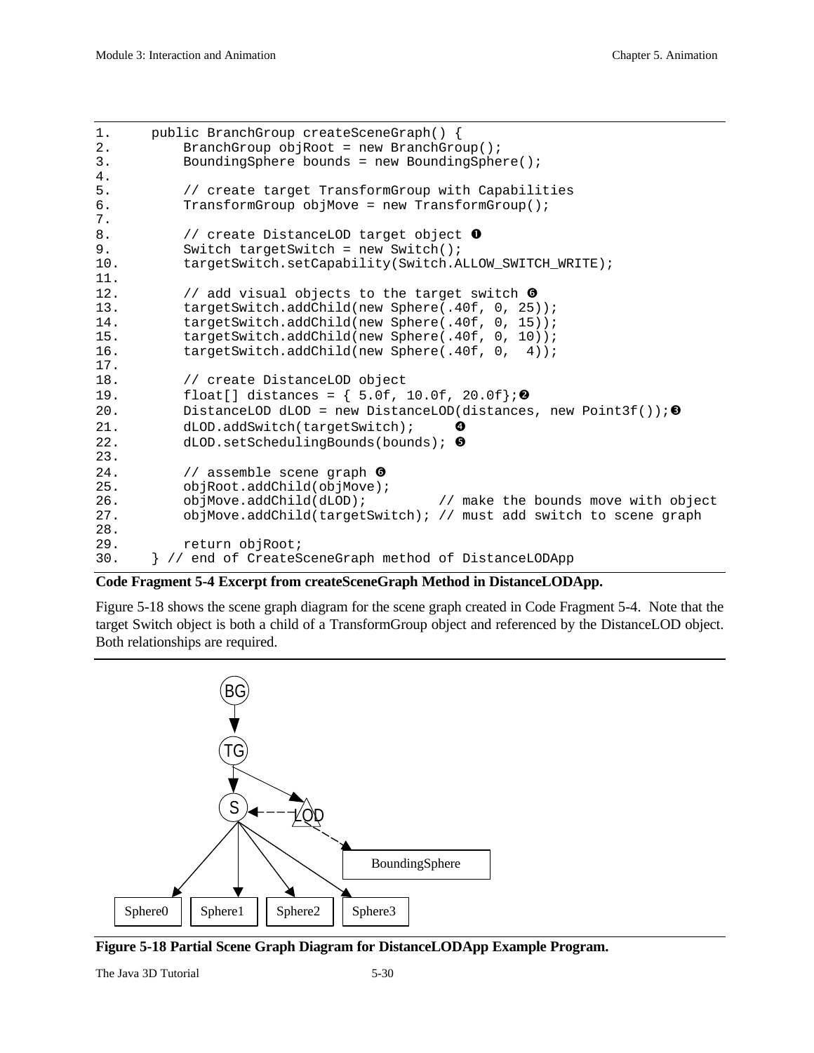```
1.      public BranchGroup createSceneGraph() {
2.          BranchGroup objRoot = new BranchGroup();
3.          BoundingSphere bounds = new BoundingSphere();
4.
5.          // create target TransformGroup with Capabilities
6.          TransformGroup objMove = new TransformGroup();
7.
8.          // create DistanceLOD target object ❶
9.          Switch targetSwitch = new Switch();
10.         targetSwitch.setCapability(Switch.ALLOW_SWITCH_WRITE);
11.
12.         // add visual objects to the target switch ❻
13.         targetSwitch.addChild(new Sphere(.40f, 0, 25));
14.         targetSwitch.addChild(new Sphere(.40f, 0, 15));
15.         targetSwitch.addChild(new Sphere(.40f, 0, 10));
16.         targetSwitch.addChild(new Sphere(.40f, 0,  4));
17.
18.         // create DistanceLOD object
19.         float[] distances = { 5.0f, 10.0f, 20.0f};❷
20.         DistanceLOD dLOD = new DistanceLOD(distances, new Point3f());❸
21.         dLOD.addSwitch(targetSwitch);     ❹
22.         dLOD.setSchedulingBounds(bounds); ❺
23.
24.         // assemble scene graph ❻
25.         objRoot.addChild(objMove);
26.         objMove.addChild(dLOD);         // make the bounds move with object
27.         objMove.addChild(targetSwitch); // must add switch to scene graph
28.
29.         return objRoot;
30.     } // end of CreateSceneGraph method of DistanceLODApp
```

**Code Fragment 5-4 Excerpt from createSceneGraph Method in DistanceLODApp.**

Figure 5-18 shows the scene graph diagram for the scene graph created in Code Fragment 5-4. Note that the target Switch object is both a child of a TransformGroup object and referenced by the DistanceLOD object. Both relationships are required.

**Figure 5-18 Partial Scene Graph Diagram for DistanceLODApp Example Program.**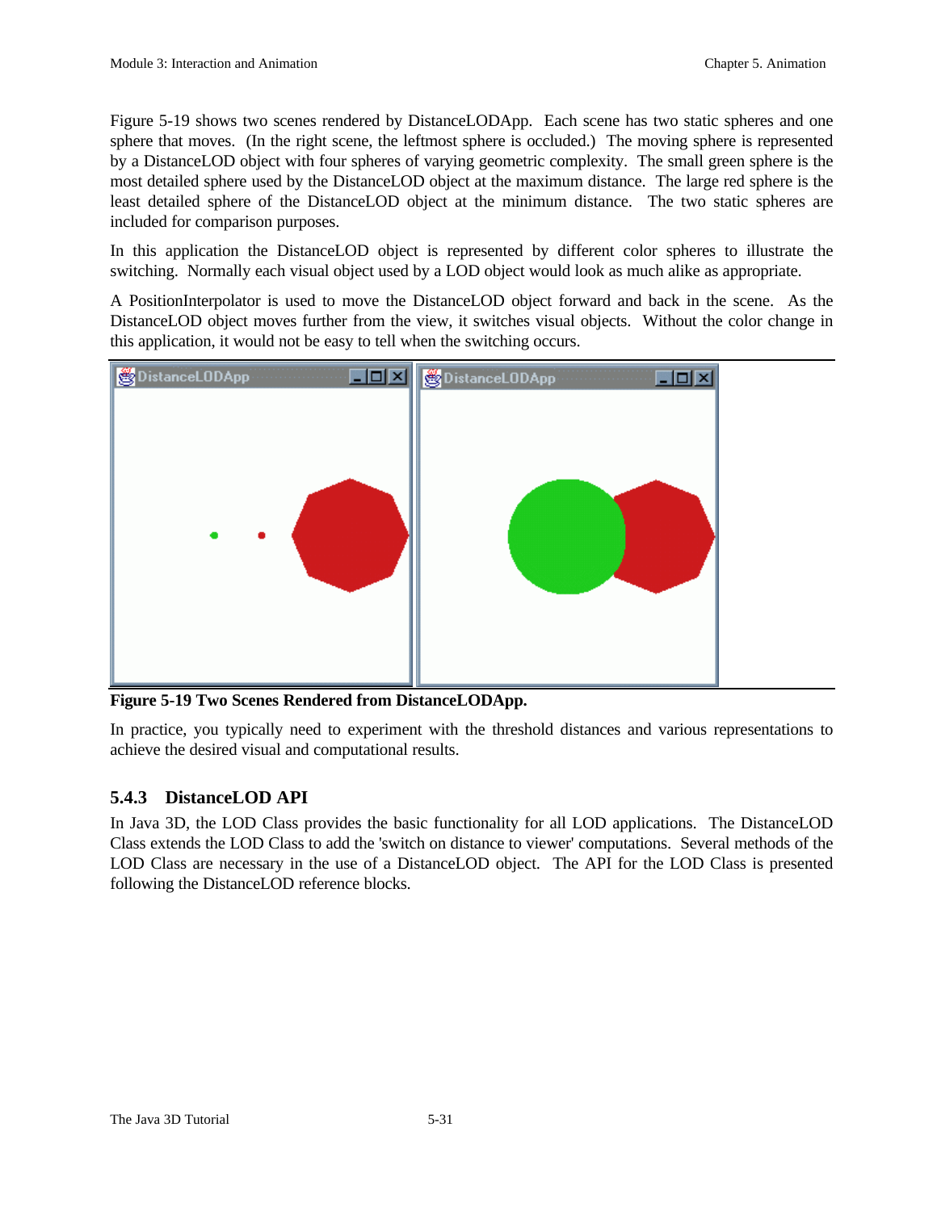Figure 5-19 shows two scenes rendered by DistanceLODApp. Each scene has two static spheres and one sphere that moves. (In the right scene, the leftmost sphere is occluded.) The moving sphere is represented by a DistanceLOD object with four spheres of varying geometric complexity. The small green sphere is the most detailed sphere used by the DistanceLOD object at the maximum distance. The large red sphere is the least detailed sphere of the DistanceLOD object at the minimum distance. The two static spheres are included for comparison purposes.

In this application the DistanceLOD object is represented by different color spheres to illustrate the switching. Normally each visual object used by a LOD object would look as much alike as appropriate.

A PositionInterpolator is used to move the DistanceLOD object forward and back in the scene. As the DistanceLOD object moves further from the view, it switches visual objects. Without the color change in this application, it would not be easy to tell when the switching occurs.

**Figure 5-19 Two Scenes Rendered from DistanceLODApp.**

In practice, you typically need to experiment with the threshold distances and various representations to achieve the desired visual and computational results.

### 5.4.3 DistanceLOD API

In Java 3D, the LOD Class provides the basic functionality for all LOD applications. The DistanceLOD Class extends the LOD Class to add the 'switch on distance to viewer' computations. Several methods of the LOD Class are necessary in the use of a DistanceLOD object. The API for the LOD Class is presented following the DistanceLOD reference blocks.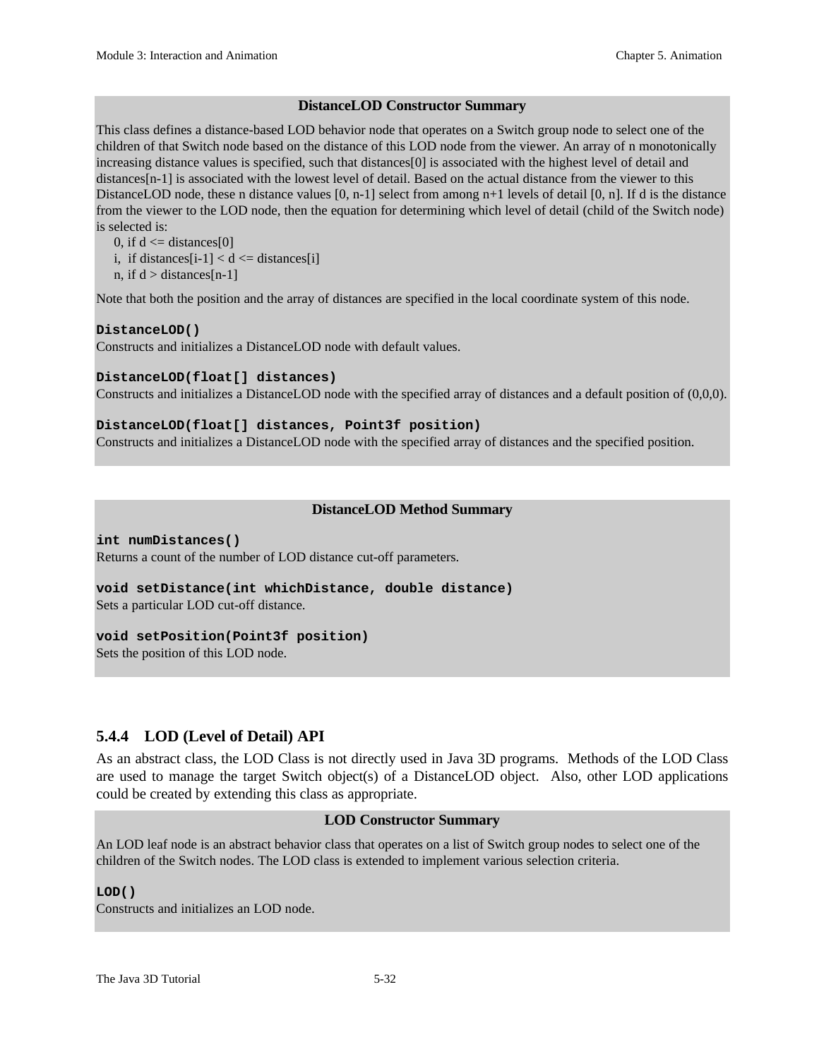**DistanceLOD Constructor Summary**

This class defines a distance-based LOD behavior node that operates on a Switch group node to select one of the children of that Switch node based on the distance of this LOD node from the viewer. An array of n monotonically increasing distance values is specified, such that distances[0] is associated with the highest level of detail and distances[n-1] is associated with the lowest level of detail. Based on the actual distance from the viewer to this DistanceLOD node, these n distance values [0, n-1] select from among n+1 levels of detail [0, n]. If d is the distance from the viewer to the LOD node, then the equation for determining which level of detail (child of the Switch node) is selected is:

0, if d <= distances[0]
i, if distances[i-1] < d <= distances[i]
n, if d > distances[n-1]

Note that both the position and the array of distances are specified in the local coordinate system of this node.

**`DistanceLOD()`**
Constructs and initializes a DistanceLOD node with default values.

**`DistanceLOD(float[] distances)`**
Constructs and initializes a DistanceLOD node with the specified array of distances and a default position of (0,0,0).

**`DistanceLOD(float[] distances, Point3f position)`**
Constructs and initializes a DistanceLOD node with the specified array of distances and the specified position.

**DistanceLOD Method Summary**

**`int numDistances()`**
Returns a count of the number of LOD distance cut-off parameters.

**`void setDistance(int whichDistance, double distance)`**
Sets a particular LOD cut-off distance.

**`void setPosition(Point3f position)`**
Sets the position of this LOD node.

### 5.4.4 LOD (Level of Detail) API

As an abstract class, the LOD Class is not directly used in Java 3D programs. Methods of the LOD Class are used to manage the target Switch object(s) of a DistanceLOD object. Also, other LOD applications could be created by extending this class as appropriate.

**LOD Constructor Summary**

An LOD leaf node is an abstract behavior class that operates on a list of Switch group nodes to select one of the children of the Switch nodes. The LOD class is extended to implement various selection criteria.

**`LOD()`**
Constructs and initializes an LOD node.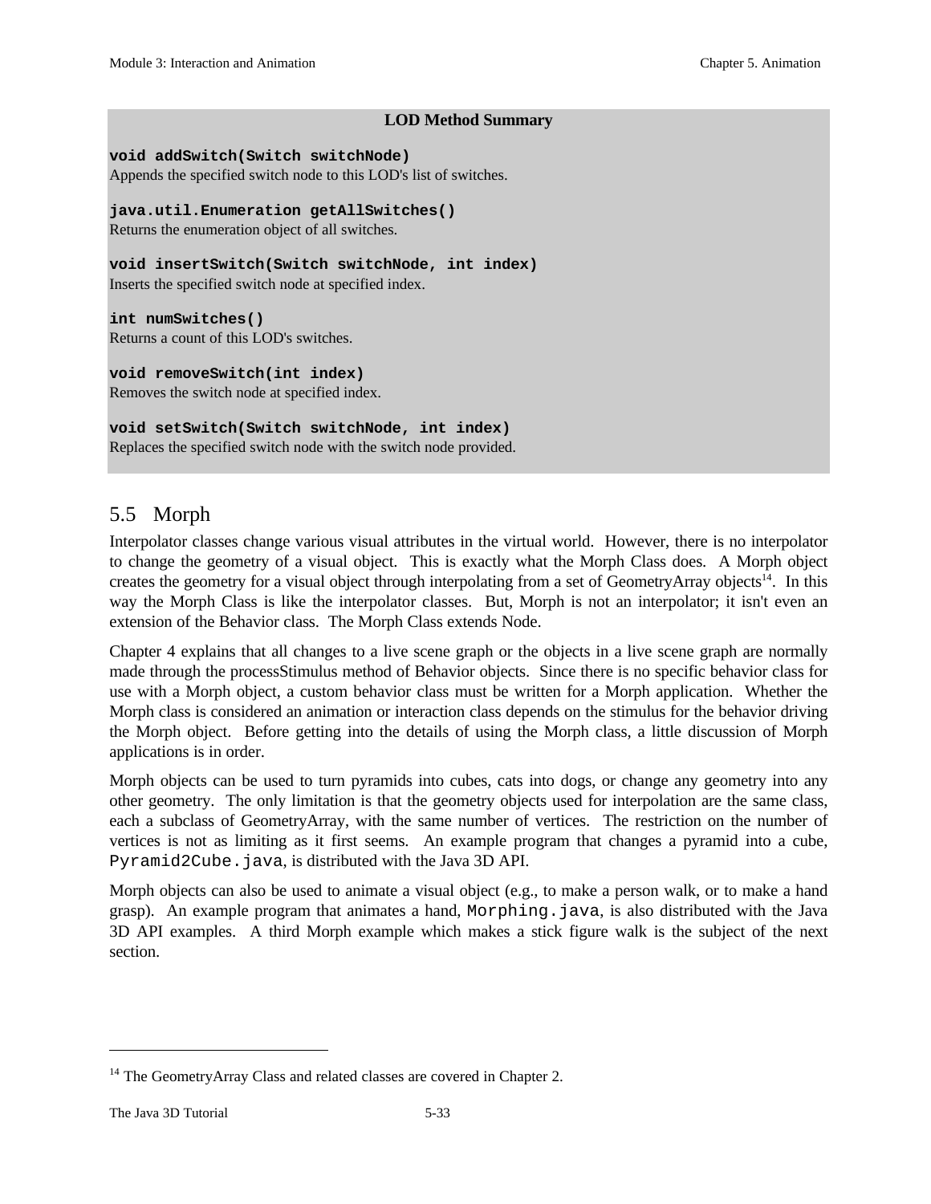**LOD Method Summary**

**`void addSwitch(Switch switchNode)`**
Appends the specified switch node to this LOD's list of switches.

**`java.util.Enumeration getAllSwitches()`**
Returns the enumeration object of all switches.

**`void insertSwitch(Switch switchNode, int index)`**
Inserts the specified switch node at specified index.

**`int numSwitches()`**
Returns a count of this LOD's switches.

**`void removeSwitch(int index)`**
Removes the switch node at specified index.

**`void setSwitch(Switch switchNode, int index)`**
Replaces the specified switch node with the switch node provided.

## 5.5 Morph

Interpolator classes change various visual attributes in the virtual world. However, there is no interpolator to change the geometry of a visual object. This is exactly what the Morph Class does. A Morph object creates the geometry for a visual object through interpolating from a set of GeometryArray objects[14]. In this way the Morph Class is like the interpolator classes. But, Morph is not an interpolator; it isn't even an extension of the Behavior class. The Morph Class extends Node.

Chapter 4 explains that all changes to a live scene graph or the objects in a live scene graph are normally made through the processStimulus method of Behavior objects. Since there is no specific behavior class for use with a Morph object, a custom behavior class must be written for a Morph application. Whether the Morph class is considered an animation or interaction class depends on the stimulus for the behavior driving the Morph object. Before getting into the details of using the Morph class, a little discussion of Morph applications is in order.

Morph objects can be used to turn pyramids into cubes, cats into dogs, or change any geometry into any other geometry. The only limitation is that the geometry objects used for interpolation are the same class, each a subclass of GeometryArray, with the same number of vertices. The restriction on the number of vertices is not as limiting as it first seems. An example program that changes a pyramid into a cube, `Pyramid2Cube.java`, is distributed with the Java 3D API.

Morph objects can also be used to animate a visual object (e.g., to make a person walk, or to make a hand grasp). An example program that animates a hand, `Morphing.java`, is also distributed with the Java 3D API examples. A third Morph example which makes a stick figure walk is the subject of the next section.

---

[14] The GeometryArray Class and related classes are covered in Chapter 2.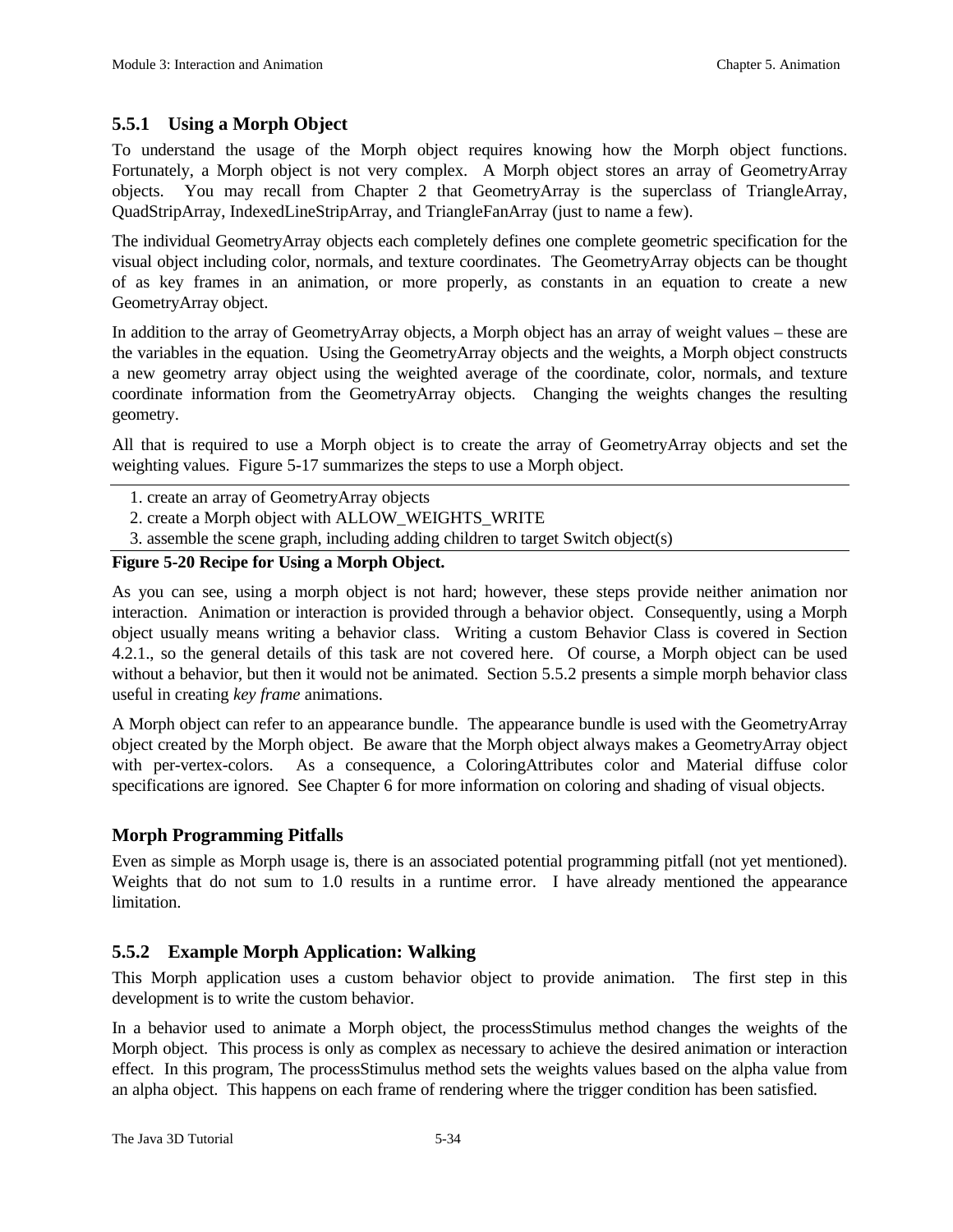### 5.5.1 Using a Morph Object

To understand the usage of the Morph object requires knowing how the Morph object functions. Fortunately, a Morph object is not very complex. A Morph object stores an array of GeometryArray objects. You may recall from Chapter 2 that GeometryArray is the superclass of TriangleArray, QuadStripArray, IndexedLineStripArray, and TriangleFanArray (just to name a few).

The individual GeometryArray objects each completely defines one complete geometric specification for the visual object including color, normals, and texture coordinates. The GeometryArray objects can be thought of as key frames in an animation, or more properly, as constants in an equation to create a new GeometryArray object.

In addition to the array of GeometryArray objects, a Morph object has an array of weight values – these are the variables in the equation. Using the GeometryArray objects and the weights, a Morph object constructs a new geometry array object using the weighted average of the coordinate, color, normals, and texture coordinate information from the GeometryArray objects. Changing the weights changes the resulting geometry.

All that is required to use a Morph object is to create the array of GeometryArray objects and set the weighting values. Figure 5-17 summarizes the steps to use a Morph object.

1. create an array of GeometryArray objects
2. create a Morph object with ALLOW_WEIGHTS_WRITE
3. assemble the scene graph, including adding children to target Switch object(s)

**Figure 5-20 Recipe for Using a Morph Object.**

As you can see, using a morph object is not hard; however, these steps provide neither animation nor interaction. Animation or interaction is provided through a behavior object. Consequently, using a Morph object usually means writing a behavior class. Writing a custom Behavior Class is covered in Section 4.2.1., so the general details of this task are not covered here. Of course, a Morph object can be used without a behavior, but then it would not be animated. Section 5.5.2 presents a simple morph behavior class useful in creating *key frame* animations.

A Morph object can refer to an appearance bundle. The appearance bundle is used with the GeometryArray object created by the Morph object. Be aware that the Morph object always makes a GeometryArray object with per-vertex-colors. As a consequence, a ColoringAttributes color and Material diffuse color specifications are ignored. See Chapter 6 for more information on coloring and shading of visual objects.

### Morph Programming Pitfalls

Even as simple as Morph usage is, there is an associated potential programming pitfall (not yet mentioned). Weights that do not sum to 1.0 results in a runtime error. I have already mentioned the appearance limitation.

### 5.5.2 Example Morph Application: Walking

This Morph application uses a custom behavior object to provide animation. The first step in this development is to write the custom behavior.

In a behavior used to animate a Morph object, the processStimulus method changes the weights of the Morph object. This process is only as complex as necessary to achieve the desired animation or interaction effect. In this program, The processStimulus method sets the weights values based on the alpha value from an alpha object. This happens on each frame of rendering where the trigger condition has been satisfied.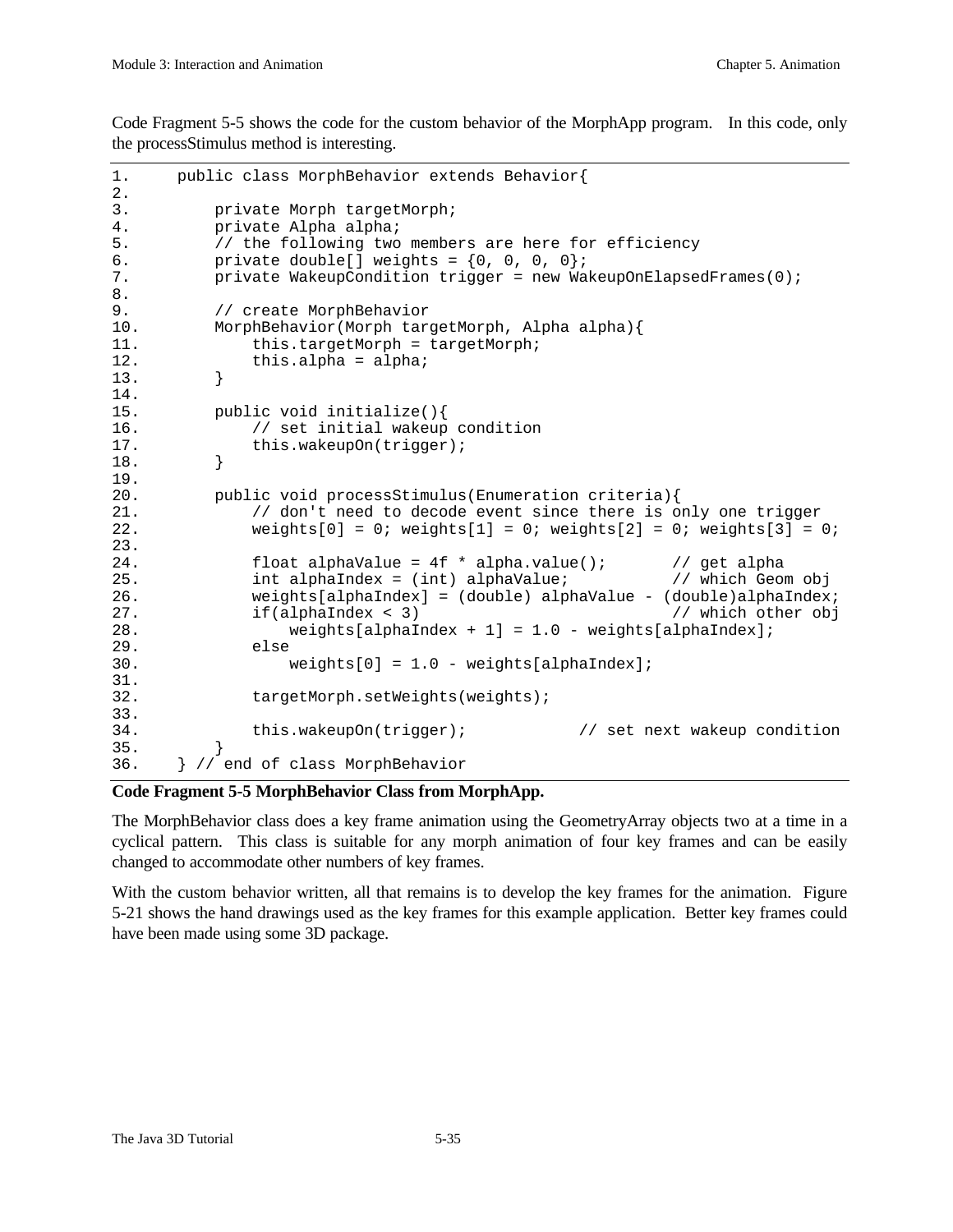Code Fragment 5-5 shows the code for the custom behavior of the MorphApp program. In this code, only the processStimulus method is interesting.

```
1.     public class MorphBehavior extends Behavior{
2.
3.         private Morph targetMorph;
4.         private Alpha alpha;
5.         // the following two members are here for efficiency
6.         private double[] weights = {0, 0, 0, 0};
7.         private WakeupCondition trigger = new WakeupOnElapsedFrames(0);
8.
9.         // create MorphBehavior
10.        MorphBehavior(Morph targetMorph, Alpha alpha){
11.            this.targetMorph = targetMorph;
12.            this.alpha = alpha;
13.        }
14.
15.        public void initialize(){
16.            // set initial wakeup condition
17.            this.wakeupOn(trigger);
18.        }
19.
20.        public void processStimulus(Enumeration criteria){
21.            // don't need to decode event since there is only one trigger
22.            weights[0] = 0; weights[1] = 0; weights[2] = 0; weights[3] = 0;
23.
24.            float alphaValue = 4f * alpha.value();       // get alpha
25.            int alphaIndex = (int) alphaValue;           // which Geom obj
26.            weights[alphaIndex] = (double) alphaValue - (double)alphaIndex;
27.            if(alphaIndex < 3)                           // which other obj
28.                weights[alphaIndex + 1] = 1.0 - weights[alphaIndex];
29.            else
30.                weights[0] = 1.0 - weights[alphaIndex];
31.
32.            targetMorph.setWeights(weights);
33.
34.            this.wakeupOn(trigger);            // set next wakeup condition
35.        }
36.    } // end of class MorphBehavior
```

**Code Fragment 5-5 MorphBehavior Class from MorphApp.**

The MorphBehavior class does a key frame animation using the GeometryArray objects two at a time in a cyclical pattern. This class is suitable for any morph animation of four key frames and can be easily changed to accommodate other numbers of key frames.

With the custom behavior written, all that remains is to develop the key frames for the animation. Figure 5-21 shows the hand drawings used as the key frames for this example application. Better key frames could have been made using some 3D package.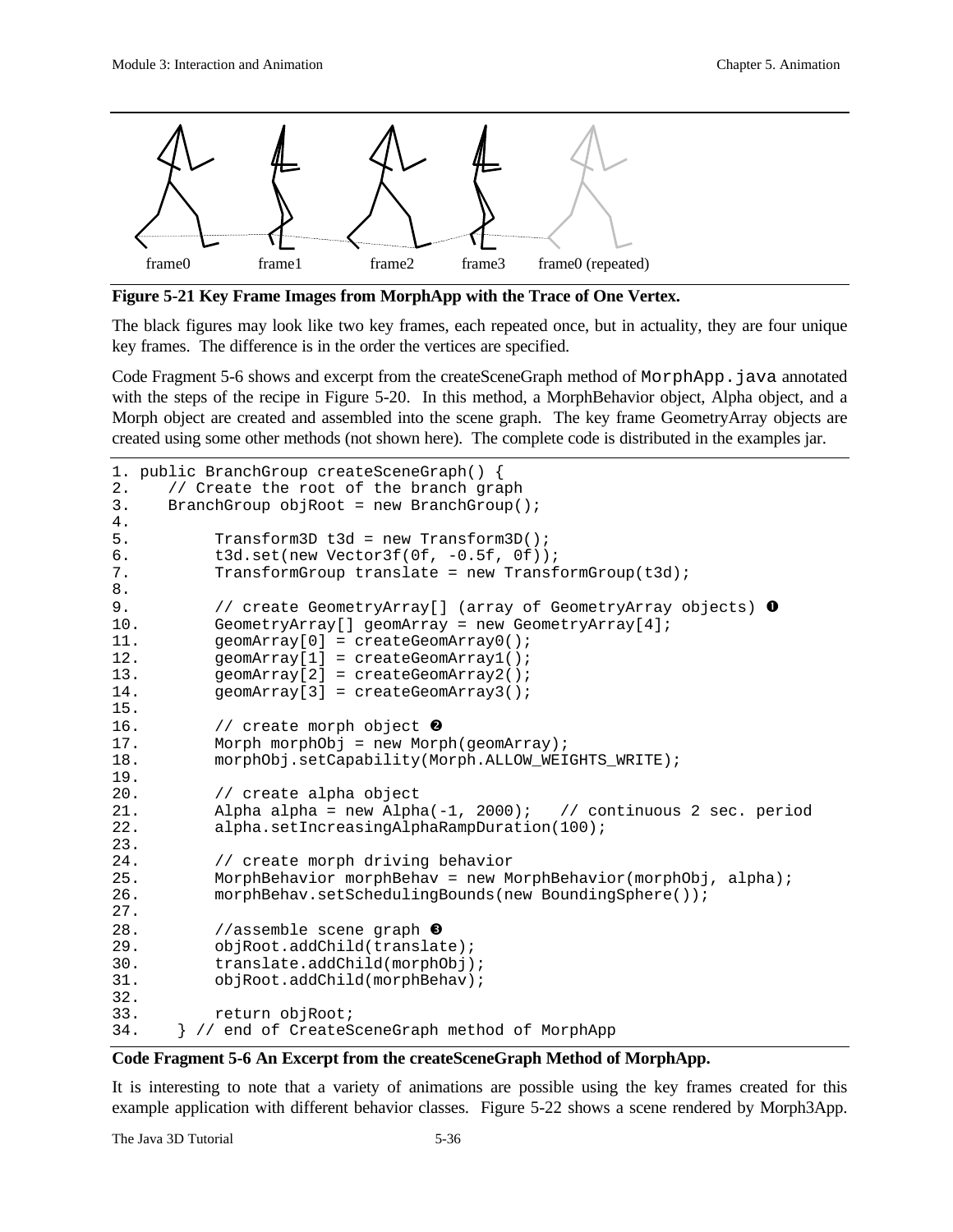frame0 frame1 frame2 frame3 frame0 (repeated)

**Figure 5-21 Key Frame Images from MorphApp with the Trace of One Vertex.**

The black figures may look like two key frames, each repeated once, but in actuality, they are four unique key frames. The difference is in the order the vertices are specified.

Code Fragment 5-6 shows and excerpt from the createSceneGraph method of `MorphApp.java` annotated with the steps of the recipe in Figure 5-20. In this method, a MorphBehavior object, Alpha object, and a Morph object are created and assembled into the scene graph. The key frame GeometryArray objects are created using some other methods (not shown here). The complete code is distributed in the examples jar.

```
1. public BranchGroup createSceneGraph() {
2.    // Create the root of the branch graph
3.    BranchGroup objRoot = new BranchGroup();
4.
5.         Transform3D t3d = new Transform3D();
6.         t3d.set(new Vector3f(0f, -0.5f, 0f));
7.         TransformGroup translate = new TransformGroup(t3d);
8.
9.         // create GeometryArray[] (array of GeometryArray objects) ❶
10.        GeometryArray[] geomArray = new GeometryArray[4];
11.        geomArray[0] = createGeomArray0();
12.        geomArray[1] = createGeomArray1();
13.        geomArray[2] = createGeomArray2();
14.        geomArray[3] = createGeomArray3();
15.
16.        // create morph object ❷
17.        Morph morphObj = new Morph(geomArray);
18.        morphObj.setCapability(Morph.ALLOW_WEIGHTS_WRITE);
19.
20.        // create alpha object
21.        Alpha alpha = new Alpha(-1, 2000);   // continuous 2 sec. period
22.        alpha.setIncreasingAlphaRampDuration(100);
23.
24.        // create morph driving behavior
25.        MorphBehavior morphBehav = new MorphBehavior(morphObj, alpha);
26.        morphBehav.setSchedulingBounds(new BoundingSphere());
27.
28.        //assemble scene graph ❸
29.        objRoot.addChild(translate);
30.        translate.addChild(morphObj);
31.        objRoot.addChild(morphBehav);
32.
33.        return objRoot;
34.   } // end of CreateSceneGraph method of MorphApp
```

**Code Fragment 5-6 An Excerpt from the createSceneGraph Method of MorphApp.**

It is interesting to note that a variety of animations are possible using the key frames created for this example application with different behavior classes. Figure 5-22 shows a scene rendered by Morph3App.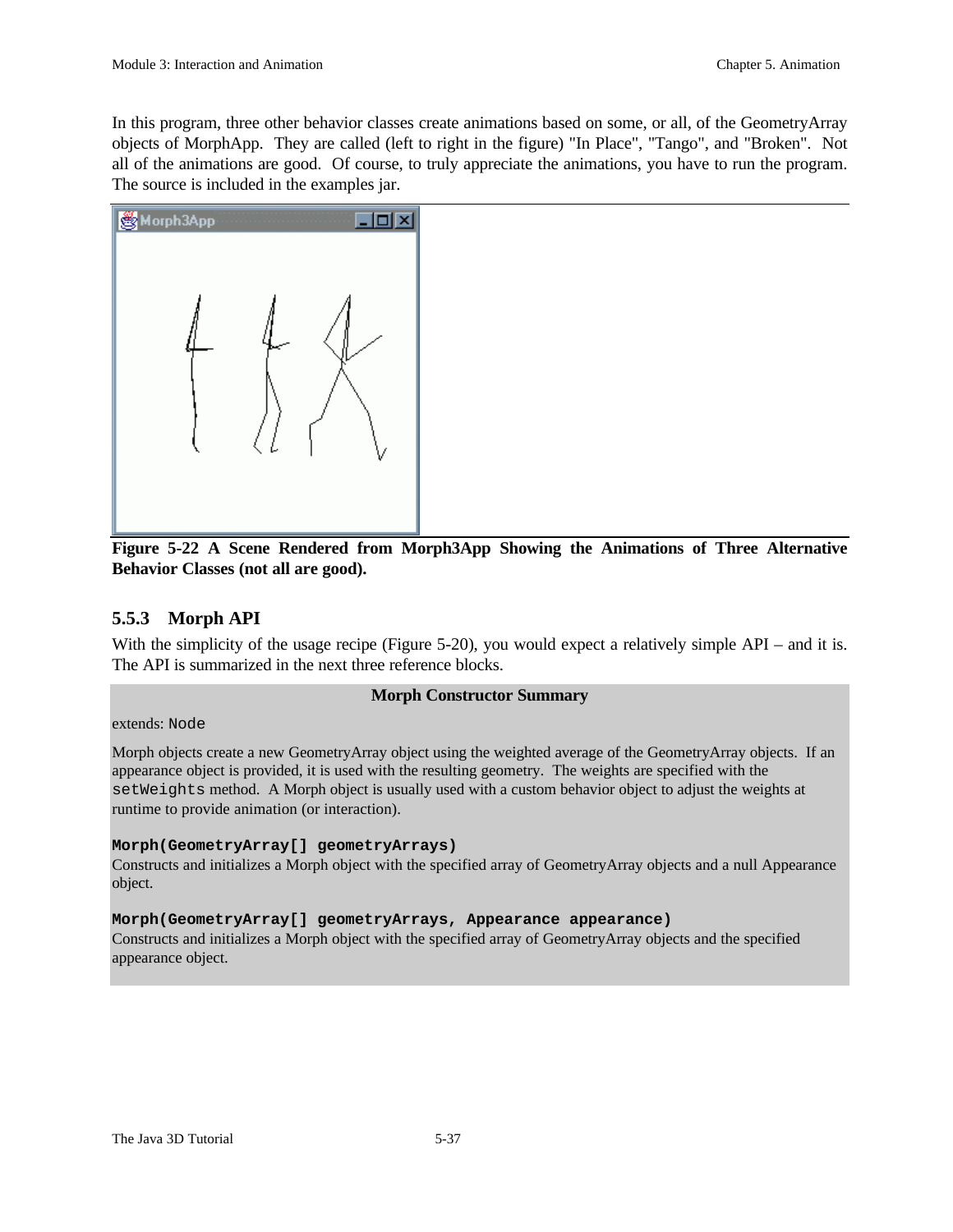In this program, three other behavior classes create animations based on some, or all, of the GeometryArray objects of MorphApp. They are called (left to right in the figure) "In Place", "Tango", and "Broken". Not all of the animations are good. Of course, to truly appreciate the animations, you have to run the program. The source is included in the examples jar.

**Figure 5-22 A Scene Rendered from Morph3App Showing the Animations of Three Alternative Behavior Classes (not all are good).**

### 5.5.3 Morph API

With the simplicity of the usage recipe (Figure 5-20), you would expect a relatively simple API – and it is. The API is summarized in the next three reference blocks.

**Morph Constructor Summary**

extends: `Node`

Morph objects create a new GeometryArray object using the weighted average of the GeometryArray objects. If an appearance object is provided, it is used with the resulting geometry. The weights are specified with the `setWeights` method. A Morph object is usually used with a custom behavior object to adjust the weights at runtime to provide animation (or interaction).

**`Morph(GeometryArray[] geometryArrays)`**
Constructs and initializes a Morph object with the specified array of GeometryArray objects and a null Appearance object.

**`Morph(GeometryArray[] geometryArrays, Appearance appearance)`**
Constructs and initializes a Morph object with the specified array of GeometryArray objects and the specified appearance object.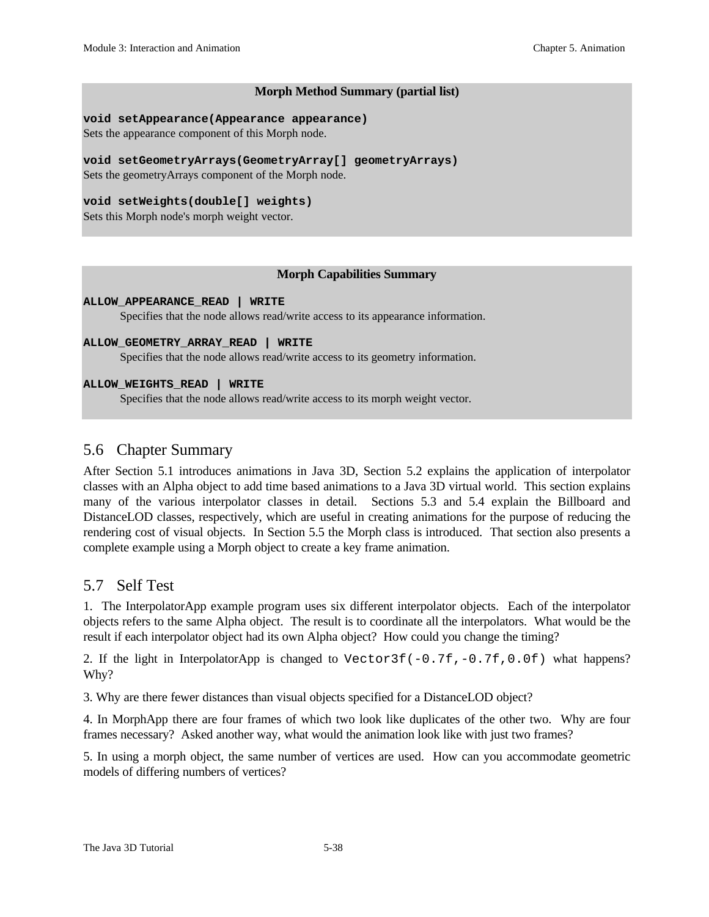**Morph Method Summary (partial list)**

**`void setAppearance(Appearance appearance)`**
Sets the appearance component of this Morph node.

**`void setGeometryArrays(GeometryArray[] geometryArrays)`**
Sets the geometryArrays component of the Morph node.

**`void setWeights(double[] weights)`**
Sets this Morph node's morph weight vector.

**Morph Capabilities Summary**

**`ALLOW_APPEARANCE_READ | WRITE`**
Specifies that the node allows read/write access to its appearance information.

**`ALLOW_GEOMETRY_ARRAY_READ | WRITE`**
Specifies that the node allows read/write access to its geometry information.

**`ALLOW_WEIGHTS_READ | WRITE`**
Specifies that the node allows read/write access to its morph weight vector.

## 5.6 Chapter Summary

After Section 5.1 introduces animations in Java 3D, Section 5.2 explains the application of interpolator classes with an Alpha object to add time based animations to a Java 3D virtual world. This section explains many of the various interpolator classes in detail. Sections 5.3 and 5.4 explain the Billboard and DistanceLOD classes, respectively, which are useful in creating animations for the purpose of reducing the rendering cost of visual objects. In Section 5.5 the Morph class is introduced. That section also presents a complete example using a Morph object to create a key frame animation.

## 5.7 Self Test

1. The InterpolatorApp example program uses six different interpolator objects. Each of the interpolator objects refers to the same Alpha object. The result is to coordinate all the interpolators. What would be the result if each interpolator object had its own Alpha object? How could you change the timing?

2. If the light in InterpolatorApp is changed to `Vector3f(-0.7f,-0.7f,0.0f)` what happens? Why?

3. Why are there fewer distances than visual objects specified for a DistanceLOD object?

4. In MorphApp there are four frames of which two look like duplicates of the other two. Why are four frames necessary? Asked another way, what would the animation look like with just two frames?

5. In using a morph object, the same number of vertices are used. How can you accommodate geometric models of differing numbers of vertices?